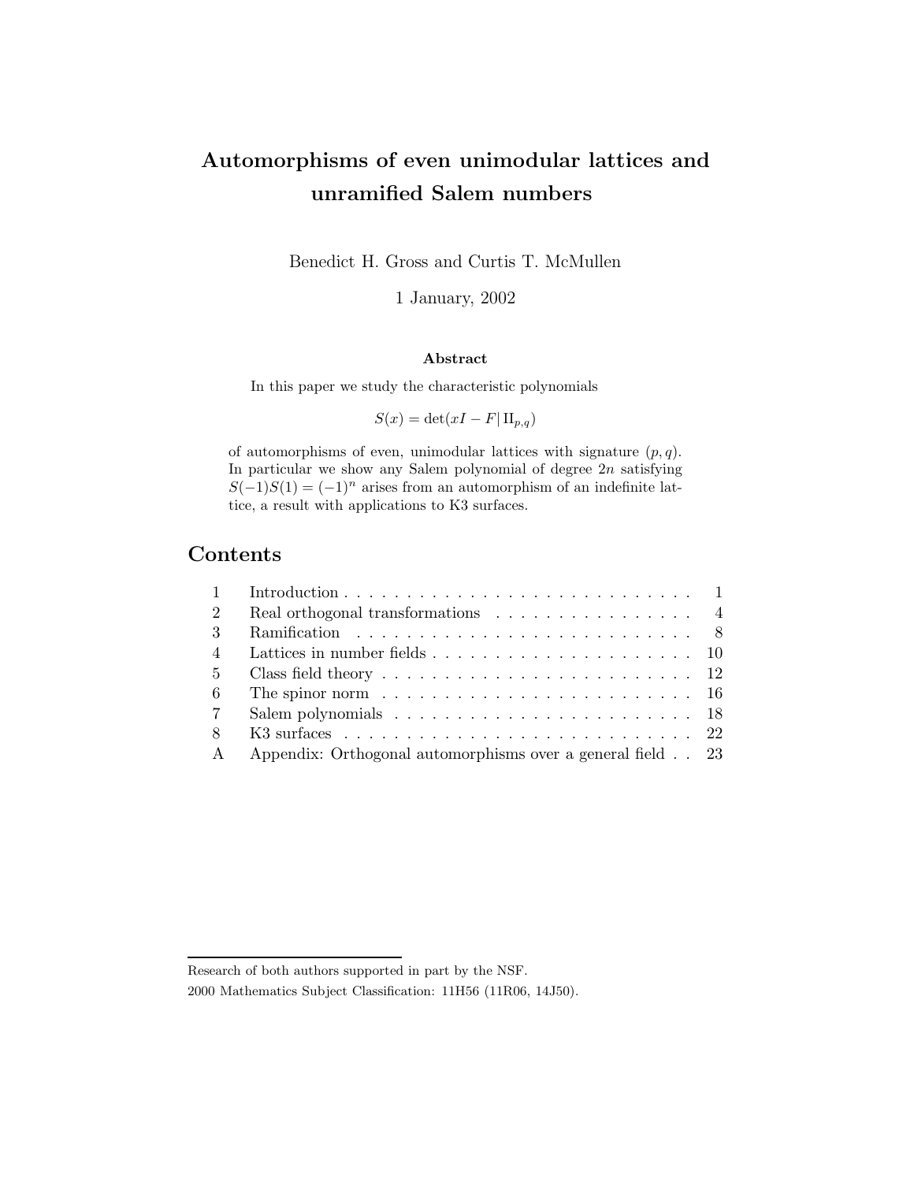# Automorphisms of even unimodular lattices and unramified Salem numbers

Benedict H. Gross and Curtis T. McMullen

1 January, 2002

### Abstract

In this paper we study the characteristic polynomials

$$S(x) = \det(xI - F | \mathrm{II}_{p,q})$$

of automorphisms of even, unimodular lattices with signature $(p, q)$. In particular we show any Salem polynomial of degree $2n$ satisfying $S(-1)S(1) = (-1)^n$ arises from an automorphism of an indefinite lattice, a result with applications to K3 surfaces.

## Contents

| | | |
|---|---|---|
| 1 | Introduction | 1 |
| 2 | Real orthogonal transformations | 4 |
| 3 | Ramification | 8 |
| 4 | Lattices in number fields | 10 |
| 5 | Class field theory | 12 |
| 6 | The spinor norm | 16 |
| 7 | Salem polynomials | 18 |
| 8 | K3 surfaces | 22 |
| A | Appendix: Orthogonal automorphisms over a general field | 23 |

Research of both authors supported in part by the NSF.

2000 Mathematics Subject Classification: 11H56 (11R06, 14J50).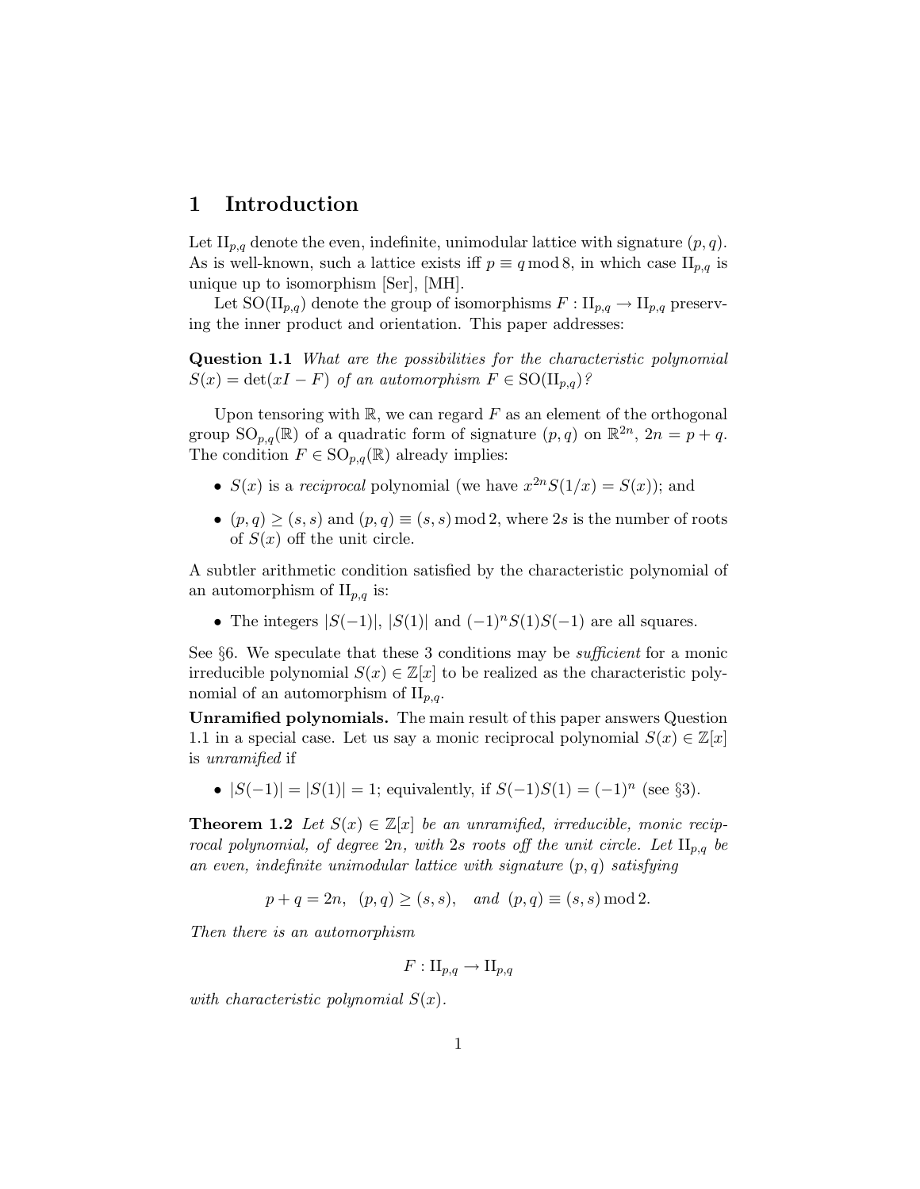# 1 Introduction

Let $\mathrm{II}_{p,q}$ denote the even, indefinite, unimodular lattice with signature $(p,q)$. As is well-known, such a lattice exists iff $p \equiv q \bmod 8$, in which case $\mathrm{II}_{p,q}$ is unique up to isomorphism [Ser], [MH].

Let $\mathrm{SO}(\mathrm{II}_{p,q})$ denote the group of isomorphisms $F : \mathrm{II}_{p,q} \to \mathrm{II}_{p,q}$ preserving the inner product and orientation. This paper addresses:

**Question 1.1** *What are the possibilities for the characteristic polynomial $S(x) = \det(xI - F)$ of an automorphism $F \in \mathrm{SO}(\mathrm{II}_{p,q})$?*

Upon tensoring with $\mathbb{R}$, we can regard $F$ as an element of the orthogonal group $\mathrm{SO}_{p,q}(\mathbb{R})$ of a quadratic form of signature $(p,q)$ on $\mathbb{R}^{2n}$, $2n = p+q$. The condition $F \in \mathrm{SO}_{p,q}(\mathbb{R})$ already implies:

- $S(x)$ is a *reciprocal* polynomial (we have $x^{2n}S(1/x) = S(x)$); and
- $(p,q) \geq (s,s)$ and $(p,q) \equiv (s,s) \bmod 2$, where $2s$ is the number of roots of $S(x)$ off the unit circle.

A subtler arithmetic condition satisfied by the characteristic polynomial of an automorphism of $\mathrm{II}_{p,q}$ is:

- The integers $|S(-1)|$, $|S(1)|$ and $(-1)^n S(1)S(-1)$ are all squares.

See §6. We speculate that these 3 conditions may be *sufficient* for a monic irreducible polynomial $S(x) \in \mathbb{Z}[x]$ to be realized as the characteristic polynomial of an automorphism of $\mathrm{II}_{p,q}$.

**Unramified polynomials.** The main result of this paper answers Question 1.1 in a special case. Let us say a monic reciprocal polynomial $S(x) \in \mathbb{Z}[x]$ is *unramified* if

- $|S(-1)| = |S(1)| = 1$; equivalently, if $S(-1)S(1) = (-1)^n$ (see §3).

**Theorem 1.2** *Let $S(x) \in \mathbb{Z}[x]$ be an unramified, irreducible, monic reciprocal polynomial, of degree $2n$, with $2s$ roots off the unit circle. Let $\mathrm{II}_{p,q}$ be an even, indefinite unimodular lattice with signature $(p,q)$ satisfying*

$$p + q = 2n, \quad (p,q) \geq (s,s), \quad \text{and} \quad (p,q) \equiv (s,s) \bmod 2.$$

*Then there is an automorphism*

$$F : \mathrm{II}_{p,q} \to \mathrm{II}_{p,q}$$

*with characteristic polynomial $S(x)$.*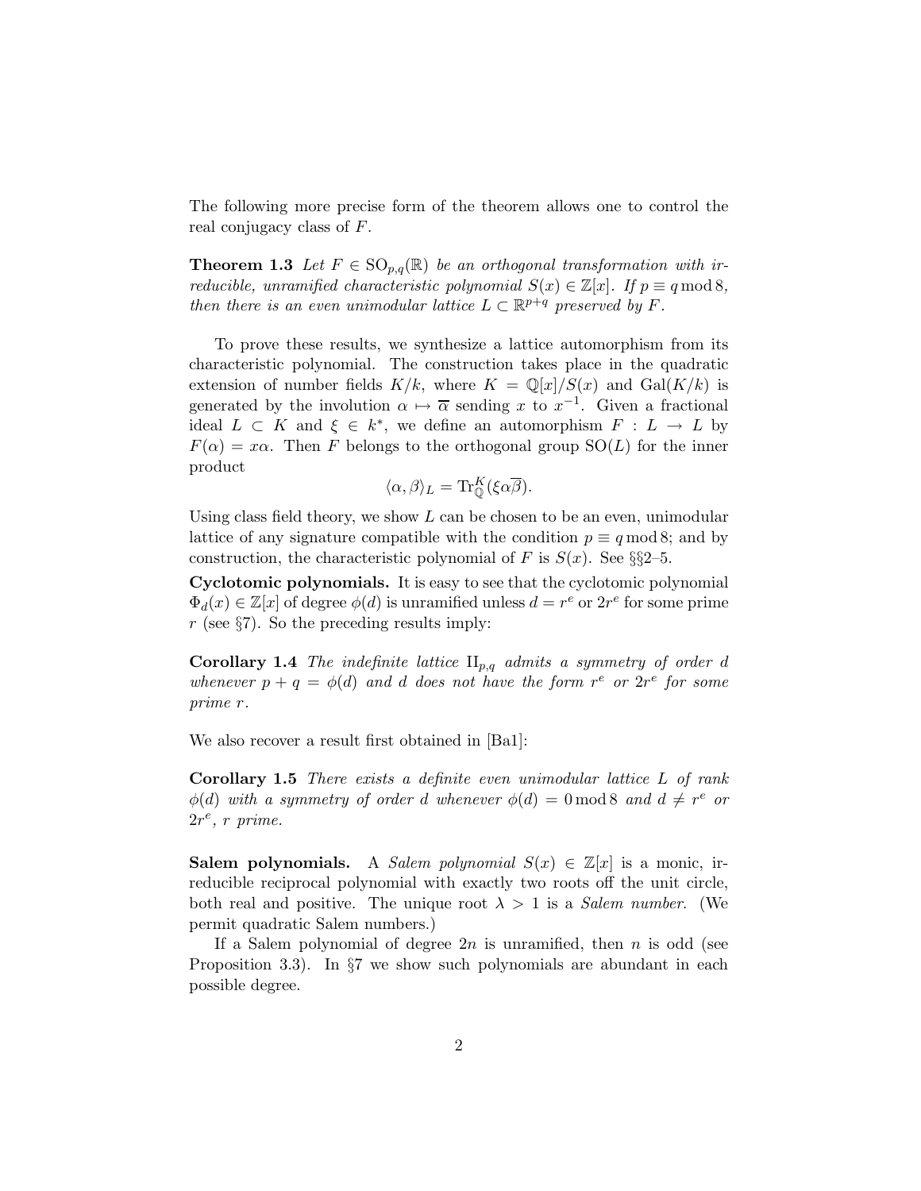The following more precise form of the theorem allows one to control the real conjugacy class of $F$.

**Theorem 1.3** *Let $F \in \mathrm{SO}_{p,q}(\mathbb{R})$ be an orthogonal transformation with irreducible, unramified characteristic polynomial $S(x) \in \mathbb{Z}[x]$. If $p \equiv q \bmod 8$, then there is an even unimodular lattice $L \subset \mathbb{R}^{p+q}$ preserved by $F$.*

To prove these results, we synthesize a lattice automorphism from its characteristic polynomial. The construction takes place in the quadratic extension of number fields $K/k$, where $K = \mathbb{Q}[x]/S(x)$ and $\mathrm{Gal}(K/k)$ is generated by the involution $\alpha \mapsto \overline{\alpha}$ sending $x$ to $x^{-1}$. Given a fractional ideal $L \subset K$ and $\xi \in k^*$, we define an automorphism $F : L \to L$ by $F(\alpha) = x\alpha$. Then $F$ belongs to the orthogonal group $\mathrm{SO}(L)$ for the inner product

$$\langle \alpha, \beta \rangle_L = \mathrm{Tr}^K_{\mathbb{Q}}(\xi \alpha \overline{\beta}).$$

Using class field theory, we show $L$ can be chosen to be an even, unimodular lattice of any signature compatible with the condition $p \equiv q \bmod 8$; and by construction, the characteristic polynomial of $F$ is $S(x)$. See §§2–5.

**Cyclotomic polynomials.** It is easy to see that the cyclotomic polynomial $\Phi_d(x) \in \mathbb{Z}[x]$ of degree $\phi(d)$ is unramified unless $d = r^e$ or $2r^e$ for some prime $r$ (see §7). So the preceding results imply:

**Corollary 1.4** *The indefinite lattice $\mathrm{II}_{p,q}$ admits a symmetry of order $d$ whenever $p + q = \phi(d)$ and $d$ does not have the form $r^e$ or $2r^e$ for some prime $r$.*

We also recover a result first obtained in [Ba1]:

**Corollary 1.5** *There exists a definite even unimodular lattice $L$ of rank $\phi(d)$ with a symmetry of order $d$ whenever $\phi(d) = 0 \bmod 8$ and $d \neq r^e$ or $2r^e$, $r$ prime.*

**Salem polynomials.** A *Salem polynomial* $S(x) \in \mathbb{Z}[x]$ is a monic, irreducible reciprocal polynomial with exactly two roots off the unit circle, both real and positive. The unique root $\lambda > 1$ is a *Salem number*. (We permit quadratic Salem numbers.)

If a Salem polynomial of degree $2n$ is unramified, then $n$ is odd (see Proposition 3.3). In §7 we show such polynomials are abundant in each possible degree.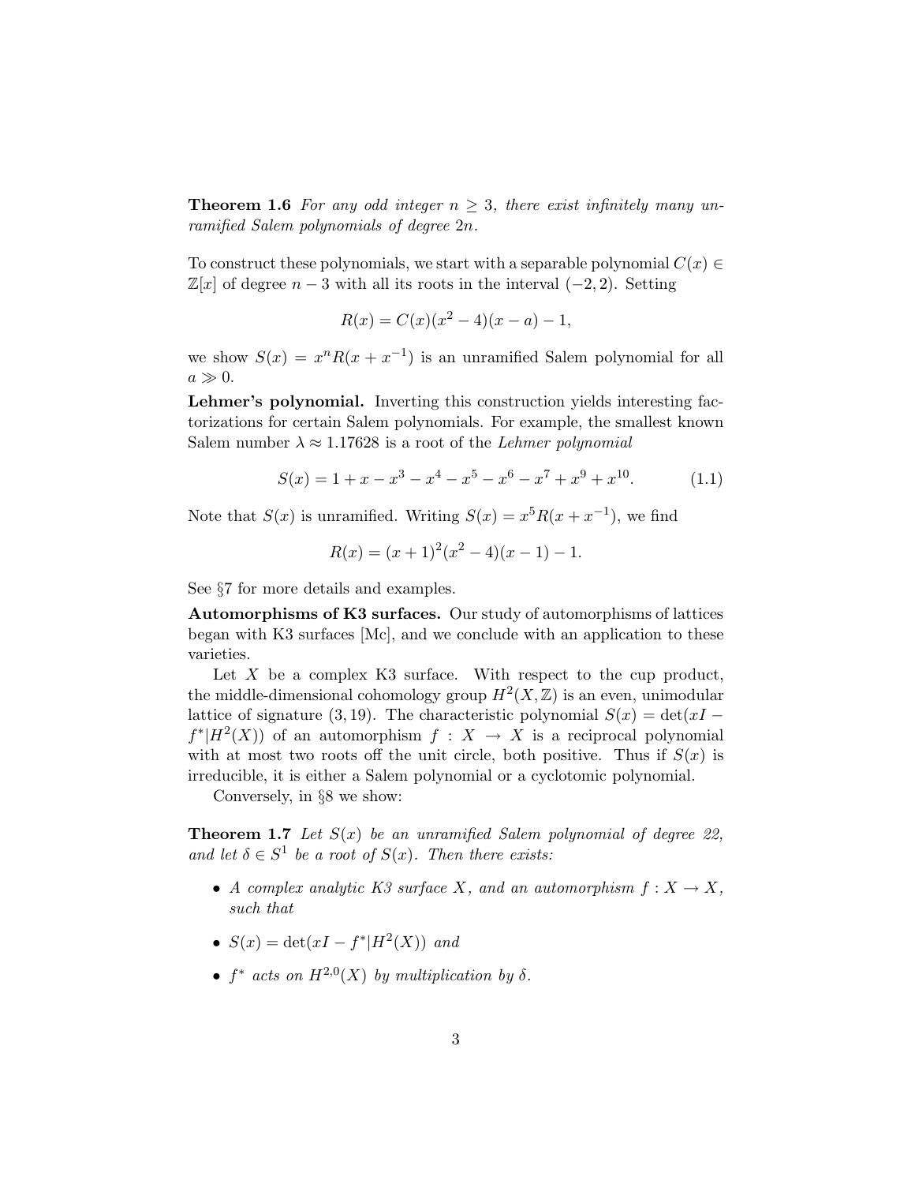**Theorem 1.6** *For any odd integer $n \geq 3$, there exist infinitely many unramified Salem polynomials of degree $2n$.*

To construct these polynomials, we start with a separable polynomial $C(x) \in \mathbb{Z}[x]$ of degree $n-3$ with all its roots in the interval $(-2, 2)$. Setting

$$R(x) = C(x)(x^2 - 4)(x - a) - 1,$$

we show $S(x) = x^n R(x + x^{-1})$ is an unramified Salem polynomial for all $a \gg 0$.

**Lehmer's polynomial.** Inverting this construction yields interesting factorizations for certain Salem polynomials. For example, the smallest known Salem number $\lambda \approx 1.17628$ is a root of the *Lehmer polynomial*

$$S(x) = 1 + x - x^3 - x^4 - x^5 - x^6 - x^7 + x^9 + x^{10}. \tag{1.1}$$

Note that $S(x)$ is unramified. Writing $S(x) = x^5 R(x + x^{-1})$, we find

$$R(x) = (x + 1)^2(x^2 - 4)(x - 1) - 1.$$

See §7 for more details and examples.

**Automorphisms of K3 surfaces.** Our study of automorphisms of lattices began with K3 surfaces [Mc], and we conclude with an application to these varieties.

Let $X$ be a complex K3 surface. With respect to the cup product, the middle-dimensional cohomology group $H^2(X, \mathbb{Z})$ is an even, unimodular lattice of signature $(3, 19)$. The characteristic polynomial $S(x) = \det(xI - f^*|H^2(X))$ of an automorphism $f : X \to X$ is a reciprocal polynomial with at most two roots off the unit circle, both positive. Thus if $S(x)$ is irreducible, it is either a Salem polynomial or a cyclotomic polynomial.

Conversely, in §8 we show:

**Theorem 1.7** *Let $S(x)$ be an unramified Salem polynomial of degree 22, and let $\delta \in S^1$ be a root of $S(x)$. Then there exists:*

- *A complex analytic K3 surface $X$, and an automorphism $f : X \to X$, such that*
- *$S(x) = \det(xI - f^*|H^2(X))$ and*
- *$f^*$ acts on $H^{2,0}(X)$ by multiplication by $\delta$.*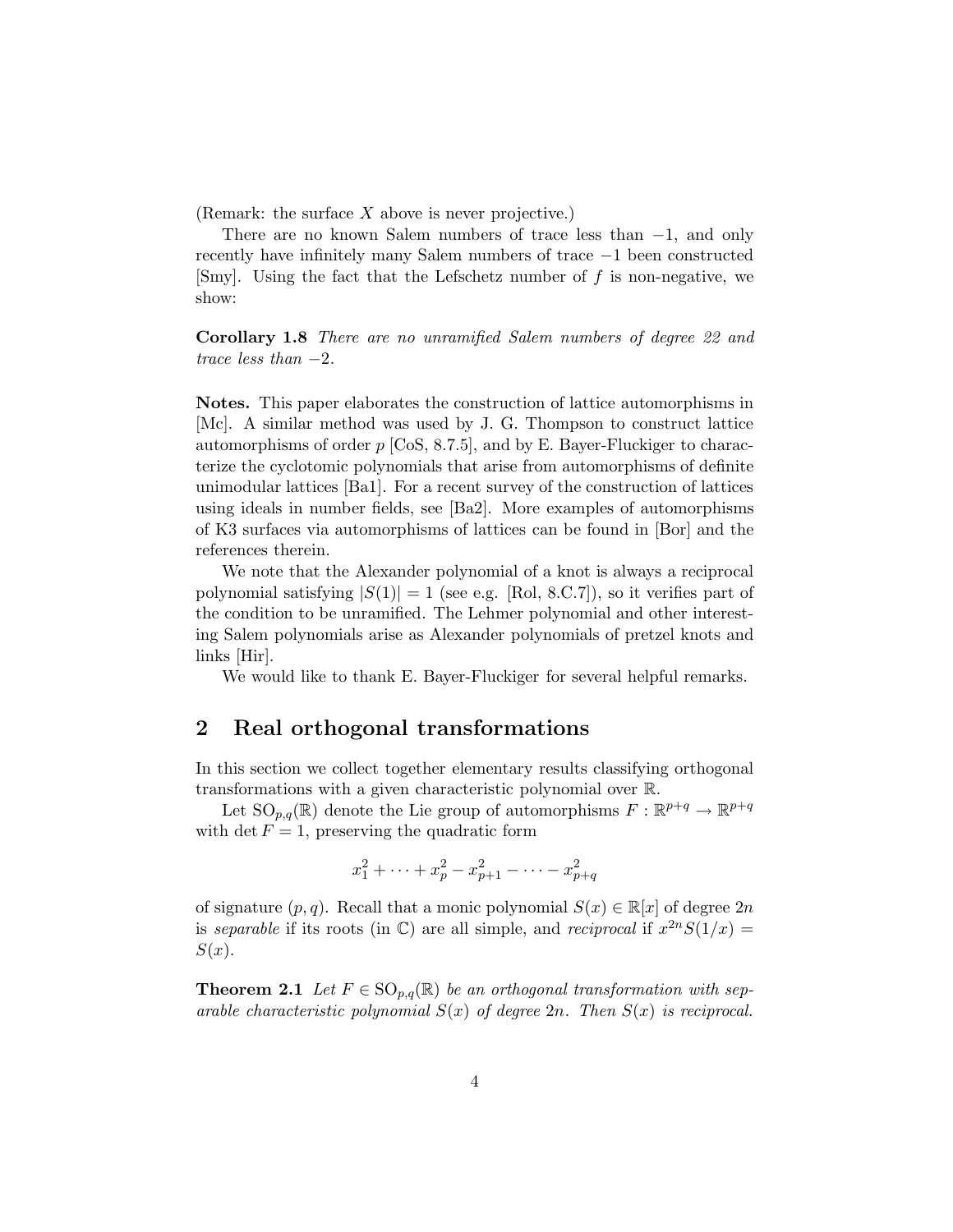(Remark: the surface $X$ above is never projective.)

There are no known Salem numbers of trace less than $-1$, and only recently have infinitely many Salem numbers of trace $-1$ been constructed [Smy]. Using the fact that the Lefschetz number of $f$ is non-negative, we show:

**Corollary 1.8** *There are no unramified Salem numbers of degree 22 and trace less than $-2$.*

**Notes.** This paper elaborates the construction of lattice automorphisms in [Mc]. A similar method was used by J. G. Thompson to construct lattice automorphisms of order $p$ [CoS, 8.7.5], and by E. Bayer-Fluckiger to characterize the cyclotomic polynomials that arise from automorphisms of definite unimodular lattices [Ba1]. For a recent survey of the construction of lattices using ideals in number fields, see [Ba2]. More examples of automorphisms of K3 surfaces via automorphisms of lattices can be found in [Bor] and the references therein.

We note that the Alexander polynomial of a knot is always a reciprocal polynomial satisfying $|S(1)| = 1$ (see e.g. [Rol, 8.C.7]), so it verifies part of the condition to be unramified. The Lehmer polynomial and other interesting Salem polynomials arise as Alexander polynomials of pretzel knots and links [Hir].

We would like to thank E. Bayer-Fluckiger for several helpful remarks.

## 2 Real orthogonal transformations

In this section we collect together elementary results classifying orthogonal transformations with a given characteristic polynomial over $\mathbb{R}$.

Let $\mathrm{SO}_{p,q}(\mathbb{R})$ denote the Lie group of automorphisms $F : \mathbb{R}^{p+q} \to \mathbb{R}^{p+q}$ with $\det F = 1$, preserving the quadratic form

$$x_1^2 + \cdots + x_p^2 - x_{p+1}^2 - \cdots - x_{p+q}^2$$

of signature $(p, q)$. Recall that a monic polynomial $S(x) \in \mathbb{R}[x]$ of degree $2n$ is *separable* if its roots (in $\mathbb{C}$) are all simple, and *reciprocal* if $x^{2n}S(1/x) = S(x)$.

**Theorem 2.1** *Let $F \in \mathrm{SO}_{p,q}(\mathbb{R})$ be an orthogonal transformation with separable characteristic polynomial $S(x)$ of degree $2n$. Then $S(x)$ is reciprocal.*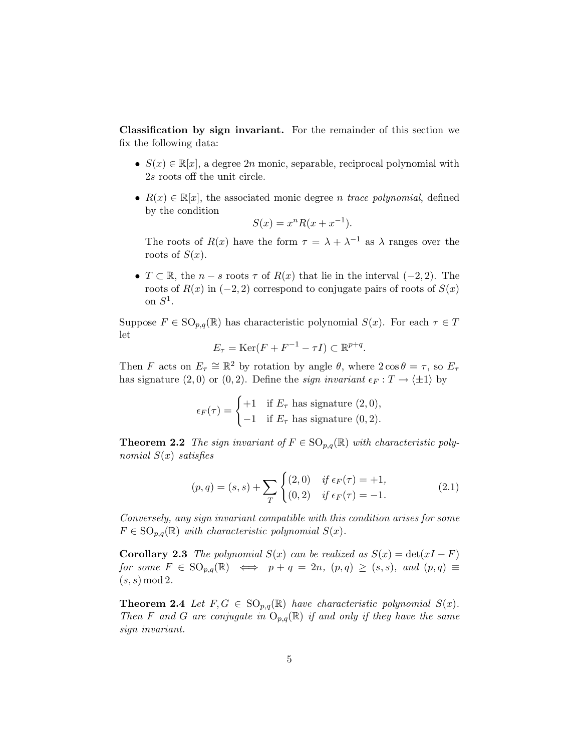**Classification by sign invariant.** For the remainder of this section we fix the following data:

- $S(x) \in \mathbb{R}[x]$, a degree $2n$ monic, separable, reciprocal polynomial with $2s$ roots off the unit circle.
- $R(x) \in \mathbb{R}[x]$, the associated monic degree $n$ *trace polynomial*, defined by the condition
$$S(x) = x^n R(x + x^{-1}).$$
The roots of $R(x)$ have the form $\tau = \lambda + \lambda^{-1}$ as $\lambda$ ranges over the roots of $S(x)$.
- $T \subset \mathbb{R}$, the $n - s$ roots $\tau$ of $R(x)$ that lie in the interval $(-2, 2)$. The roots of $R(x)$ in $(-2, 2)$ correspond to conjugate pairs of roots of $S(x)$ on $S^1$.

Suppose $F \in \mathrm{SO}_{p,q}(\mathbb{R})$ has characteristic polynomial $S(x)$. For each $\tau \in T$ let
$$E_\tau = \mathrm{Ker}(F + F^{-1} - \tau I) \subset \mathbb{R}^{p+q}.$$
Then $F$ acts on $E_\tau \cong \mathbb{R}^2$ by rotation by angle $\theta$, where $2\cos\theta = \tau$, so $E_\tau$ has signature $(2, 0)$ or $(0, 2)$. Define the *sign invariant* $\epsilon_F : T \to \langle \pm 1 \rangle$ by
$$\epsilon_F(\tau) = \begin{cases} +1 & \text{if } E_\tau \text{ has signature } (2,0), \\ -1 & \text{if } E_\tau \text{ has signature } (0,2). \end{cases}$$

**Theorem 2.2** *The sign invariant of $F \in \mathrm{SO}_{p,q}(\mathbb{R})$ with characteristic polynomial $S(x)$ satisfies*
$$(p, q) = (s, s) + \sum_T \begin{cases} (2,0) & \text{if } \epsilon_F(\tau) = +1, \\ (0,2) & \text{if } \epsilon_F(\tau) = -1. \end{cases} \tag{2.1}$$
*Conversely, any sign invariant compatible with this condition arises for some $F \in \mathrm{SO}_{p,q}(\mathbb{R})$ with characteristic polynomial $S(x)$.*

**Corollary 2.3** *The polynomial $S(x)$ can be realized as $S(x) = \det(xI - F)$ for some $F \in \mathrm{SO}_{p,q}(\mathbb{R}) \iff p + q = 2n$, $(p, q) \geq (s, s)$, and $(p, q) \equiv (s, s) \bmod 2$.*

**Theorem 2.4** *Let $F, G \in \mathrm{SO}_{p,q}(\mathbb{R})$ have characteristic polynomial $S(x)$. Then $F$ and $G$ are conjugate in $\mathrm{O}_{p,q}(\mathbb{R})$ if and only if they have the same sign invariant.*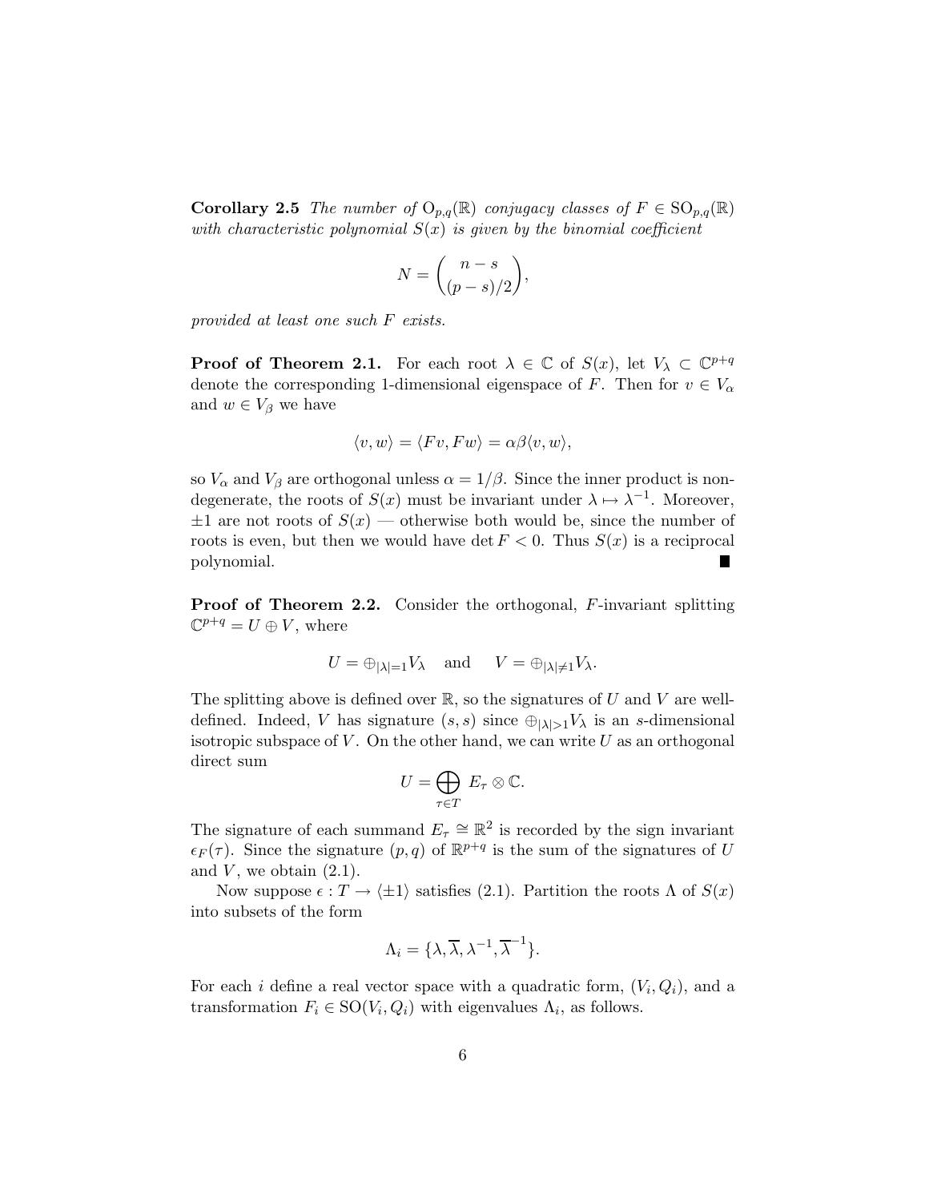**Corollary 2.5** *The number of $\mathrm{O}_{p,q}(\mathbb{R})$ conjugacy classes of $F \in \mathrm{SO}_{p,q}(\mathbb{R})$ with characteristic polynomial $S(x)$ is given by the binomial coefficient*

$$N = \binom{n-s}{(p-s)/2},$$

*provided at least one such $F$ exists.*

**Proof of Theorem 2.1.** For each root $\lambda \in \mathbb{C}$ of $S(x)$, let $V_\lambda \subset \mathbb{C}^{p+q}$ denote the corresponding 1-dimensional eigenspace of $F$. Then for $v \in V_\alpha$ and $w \in V_\beta$ we have

$$\langle v, w \rangle = \langle Fv, Fw \rangle = \alpha\beta \langle v, w \rangle,$$

so $V_\alpha$ and $V_\beta$ are orthogonal unless $\alpha = 1/\beta$. Since the inner product is non-degenerate, the roots of $S(x)$ must be invariant under $\lambda \mapsto \lambda^{-1}$. Moreover, $\pm 1$ are not roots of $S(x)$ — otherwise both would be, since the number of roots is even, but then we would have $\det F < 0$. Thus $S(x)$ is a reciprocal polynomial. ∎

**Proof of Theorem 2.2.** Consider the orthogonal, $F$-invariant splitting $\mathbb{C}^{p+q} = U \oplus V$, where

$$U = \oplus_{|\lambda|=1} V_\lambda \quad \text{and} \quad V = \oplus_{|\lambda| \neq 1} V_\lambda.$$

The splitting above is defined over $\mathbb{R}$, so the signatures of $U$ and $V$ are well-defined. Indeed, $V$ has signature $(s, s)$ since $\oplus_{|\lambda|>1} V_\lambda$ is an $s$-dimensional isotropic subspace of $V$. On the other hand, we can write $U$ as an orthogonal direct sum

$$U = \bigoplus_{\tau \in T} E_\tau \otimes \mathbb{C}.$$

The signature of each summand $E_\tau \cong \mathbb{R}^2$ is recorded by the sign invariant $\epsilon_F(\tau)$. Since the signature $(p, q)$ of $\mathbb{R}^{p+q}$ is the sum of the signatures of $U$ and $V$, we obtain (2.1).

Now suppose $\epsilon : T \to \langle \pm 1 \rangle$ satisfies (2.1). Partition the roots $\Lambda$ of $S(x)$ into subsets of the form

$$\Lambda_i = \{\lambda, \overline{\lambda}, \lambda^{-1}, \overline{\lambda}^{-1}\}.$$

For each $i$ define a real vector space with a quadratic form, $(V_i, Q_i)$, and a transformation $F_i \in \mathrm{SO}(V_i, Q_i)$ with eigenvalues $\Lambda_i$, as follows.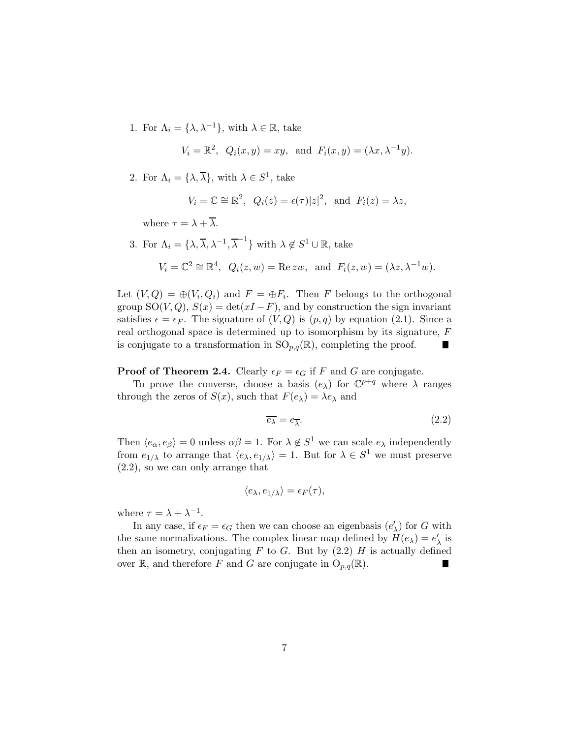1. For $\Lambda_i = \{\lambda, \lambda^{-1}\}$, with $\lambda \in \mathbb{R}$, take

$$V_i = \mathbb{R}^2, \ \ Q_i(x,y) = xy, \ \text{ and } \ F_i(x,y) = (\lambda x, \lambda^{-1} y).$$

2. For $\Lambda_i = \{\lambda, \overline{\lambda}\}$, with $\lambda \in S^1$, take

$$V_i = \mathbb{C} \cong \mathbb{R}^2, \ \ Q_i(z) = \epsilon(\tau)|z|^2, \ \text{ and } \ F_i(z) = \lambda z,$$

where $\tau = \lambda + \overline{\lambda}$.

3. For $\Lambda_i = \{\lambda, \overline{\lambda}, \lambda^{-1}, \overline{\lambda}^{-1}\}$ with $\lambda \notin S^1 \cup \mathbb{R}$, take

$$V_i = \mathbb{C}^2 \cong \mathbb{R}^4, \ \ Q_i(z,w) = \operatorname{Re} zw, \ \text{ and } \ F_i(z,w) = (\lambda z, \lambda^{-1} w).$$

Let $(V,Q) = \oplus(V_i, Q_i)$ and $F = \oplus F_i$. Then $F$ belongs to the orthogonal group $\mathrm{SO}(V,Q)$, $S(x) = \det(xI - F)$, and by construction the sign invariant satisfies $\epsilon = \epsilon_F$. The signature of $(V,Q)$ is $(p,q)$ by equation (2.1). Since a real orthogonal space is determined up to isomorphism by its signature, $F$ is conjugate to a transformation in $\mathrm{SO}_{p,q}(\mathbb{R})$, completing the proof. ∎

**Proof of Theorem 2.4.** Clearly $\epsilon_F = \epsilon_G$ if $F$ and $G$ are conjugate.

To prove the converse, choose a basis $(e_\lambda)$ for $\mathbb{C}^{p+q}$ where $\lambda$ ranges through the zeros of $S(x)$, such that $F(e_\lambda) = \lambda e_\lambda$ and

$$\overline{e_\lambda} = e_{\overline{\lambda}}. \tag{2.2}$$

Then $\langle e_\alpha, e_\beta \rangle = 0$ unless $\alpha\beta = 1$. For $\lambda \notin S^1$ we can scale $e_\lambda$ independently from $e_{1/\lambda}$ to arrange that $\langle e_\lambda, e_{1/\lambda} \rangle = 1$. But for $\lambda \in S^1$ we must preserve (2.2), so we can only arrange that

$$\langle e_\lambda, e_{1/\lambda} \rangle = \epsilon_F(\tau),$$

where $\tau = \lambda + \lambda^{-1}$.

In any case, if $\epsilon_F = \epsilon_G$ then we can choose an eigenbasis $(e'_\lambda)$ for $G$ with the same normalizations. The complex linear map defined by $H(e_\lambda) = e'_\lambda$ is then an isometry, conjugating $F$ to $G$. But by (2.2) $H$ is actually defined over $\mathbb{R}$, and therefore $F$ and $G$ are conjugate in $\mathrm{O}_{p,q}(\mathbb{R})$. ∎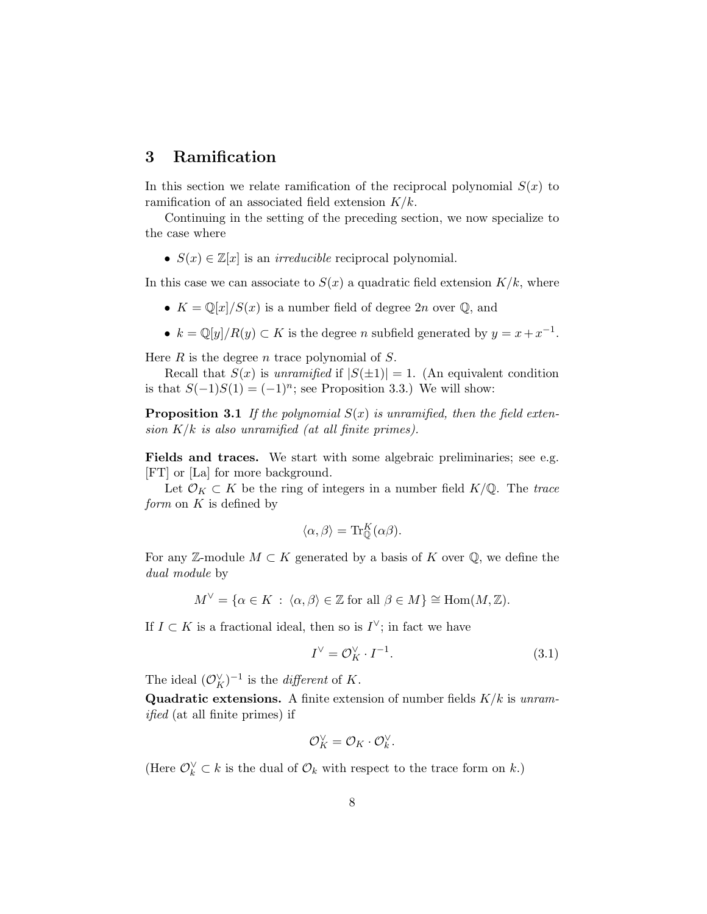## 3 Ramification

In this section we relate ramification of the reciprocal polynomial $S(x)$ to ramification of an associated field extension $K/k$.

Continuing in the setting of the preceding section, we now specialize to the case where

- $S(x) \in \mathbb{Z}[x]$ is an *irreducible* reciprocal polynomial.

In this case we can associate to $S(x)$ a quadratic field extension $K/k$, where

- $K = \mathbb{Q}[x]/S(x)$ is a number field of degree $2n$ over $\mathbb{Q}$, and
- $k = \mathbb{Q}[y]/R(y) \subset K$ is the degree $n$ subfield generated by $y = x + x^{-1}$.

Here $R$ is the degree $n$ trace polynomial of $S$.

Recall that $S(x)$ is *unramified* if $|S(\pm 1)| = 1$. (An equivalent condition is that $S(-1)S(1) = (-1)^n$; see Proposition 3.3.) We will show:

**Proposition 3.1** *If the polynomial $S(x)$ is unramified, then the field extension $K/k$ is also unramified (at all finite primes).*

**Fields and traces.** We start with some algebraic preliminaries; see e.g. [FT] or [La] for more background.

Let $\mathcal{O}_K \subset K$ be the ring of integers in a number field $K/\mathbb{Q}$. The *trace form* on $K$ is defined by

$$\langle \alpha, \beta \rangle = \mathrm{Tr}_{\mathbb{Q}}^{K}(\alpha\beta).$$

For any $\mathbb{Z}$-module $M \subset K$ generated by a basis of $K$ over $\mathbb{Q}$, we define the *dual module* by

$$M^\vee = \{\alpha \in K \;:\; \langle \alpha, \beta \rangle \in \mathbb{Z} \text{ for all } \beta \in M\} \cong \mathrm{Hom}(M, \mathbb{Z}).$$

If $I \subset K$ is a fractional ideal, then so is $I^\vee$; in fact we have

$$I^\vee = \mathcal{O}_K^\vee \cdot I^{-1}. \tag{3.1}$$

The ideal $(\mathcal{O}_K^\vee)^{-1}$ is the *different* of $K$.

**Quadratic extensions.** A finite extension of number fields $K/k$ is *unramified* (at all finite primes) if

$$\mathcal{O}_K^\vee = \mathcal{O}_K \cdot \mathcal{O}_k^\vee.$$

(Here $\mathcal{O}_k^\vee \subset k$ is the dual of $\mathcal{O}_k$ with respect to the trace form on $k$.)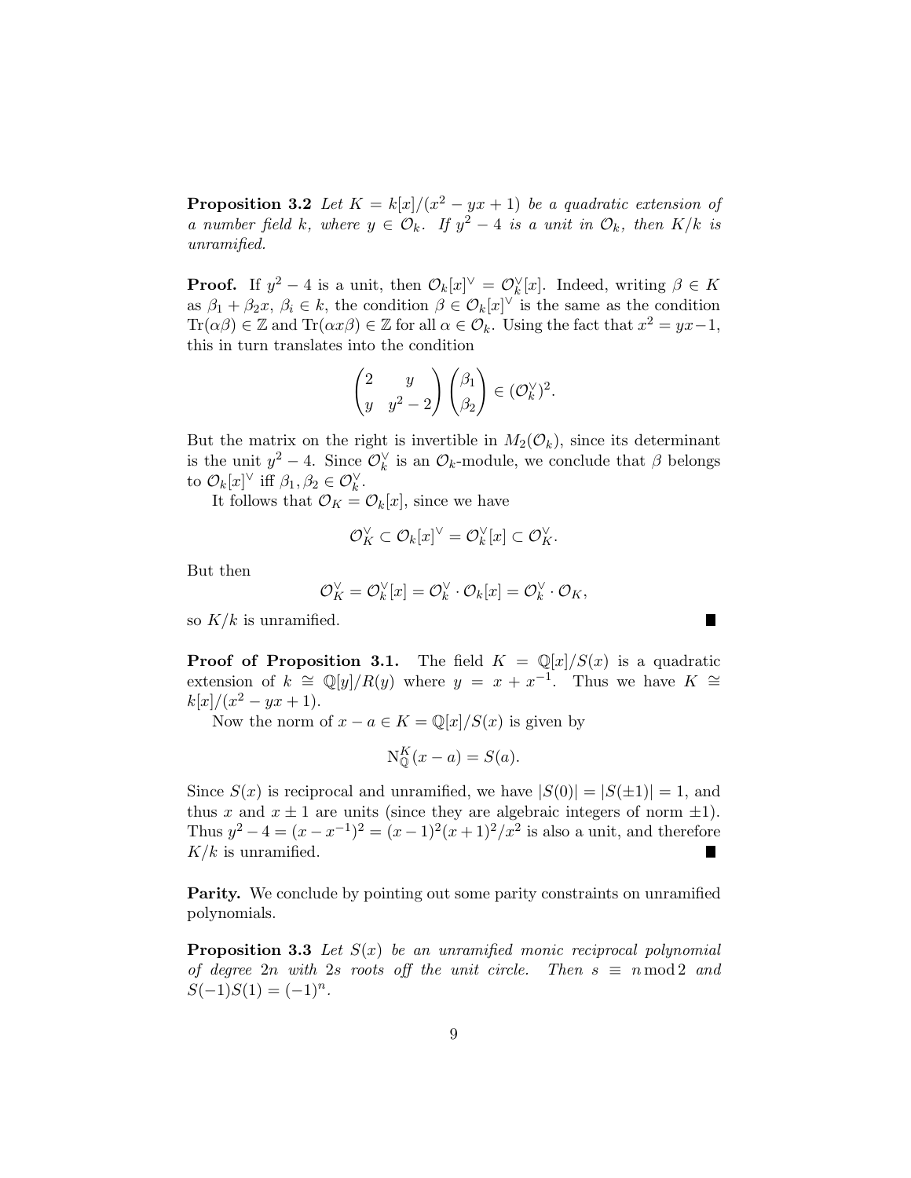**Proposition 3.2** *Let $K = k[x]/(x^2 - yx + 1)$ be a quadratic extension of a number field $k$, where $y \in \mathcal{O}_k$. If $y^2 - 4$ is a unit in $\mathcal{O}_k$, then $K/k$ is unramified.*

**Proof.** If $y^2 - 4$ is a unit, then $\mathcal{O}_k[x]^\vee = \mathcal{O}_k^\vee[x]$. Indeed, writing $\beta \in K$ as $\beta_1 + \beta_2 x$, $\beta_i \in k$, the condition $\beta \in \mathcal{O}_k[x]^\vee$ is the same as the condition $\mathrm{Tr}(\alpha\beta) \in \mathbb{Z}$ and $\mathrm{Tr}(\alpha x \beta) \in \mathbb{Z}$ for all $\alpha \in \mathcal{O}_k$. Using the fact that $x^2 = yx - 1$, this in turn translates into the condition

$$\begin{pmatrix} 2 & y \\ y & y^2 - 2 \end{pmatrix} \begin{pmatrix} \beta_1 \\ \beta_2 \end{pmatrix} \in (\mathcal{O}_k^\vee)^2.$$

But the matrix on the right is invertible in $M_2(\mathcal{O}_k)$, since its determinant is the unit $y^2 - 4$. Since $\mathcal{O}_k^\vee$ is an $\mathcal{O}_k$-module, we conclude that $\beta$ belongs to $\mathcal{O}_k[x]^\vee$ iff $\beta_1, \beta_2 \in \mathcal{O}_k^\vee$.

It follows that $\mathcal{O}_K = \mathcal{O}_k[x]$, since we have

$$\mathcal{O}_K^\vee \subset \mathcal{O}_k[x]^\vee = \mathcal{O}_k^\vee[x] \subset \mathcal{O}_K^\vee.$$

But then

$$\mathcal{O}_K^\vee = \mathcal{O}_k^\vee[x] = \mathcal{O}_k^\vee \cdot \mathcal{O}_k[x] = \mathcal{O}_k^\vee \cdot \mathcal{O}_K,$$

so $K/k$ is unramified. ∎

**Proof of Proposition 3.1.** The field $K = \mathbb{Q}[x]/S(x)$ is a quadratic extension of $k \cong \mathbb{Q}[y]/R(y)$ where $y = x + x^{-1}$. Thus we have $K \cong k[x]/(x^2 - yx + 1)$.

Now the norm of $x - a \in K = \mathbb{Q}[x]/S(x)$ is given by

$$\mathrm{N}_{\mathbb{Q}}^K(x - a) = S(a).$$

Since $S(x)$ is reciprocal and unramified, we have $|S(0)| = |S(\pm 1)| = 1$, and thus $x$ and $x \pm 1$ are units (since they are algebraic integers of norm $\pm 1$). Thus $y^2 - 4 = (x - x^{-1})^2 = (x-1)^2(x+1)^2/x^2$ is also a unit, and therefore $K/k$ is unramified. ∎

**Parity.** We conclude by pointing out some parity constraints on unramified polynomials.

**Proposition 3.3** *Let $S(x)$ be an unramified monic reciprocal polynomial of degree $2n$ with $2s$ roots off the unit circle. Then $s \equiv n \bmod 2$ and $S(-1)S(1) = (-1)^n$.*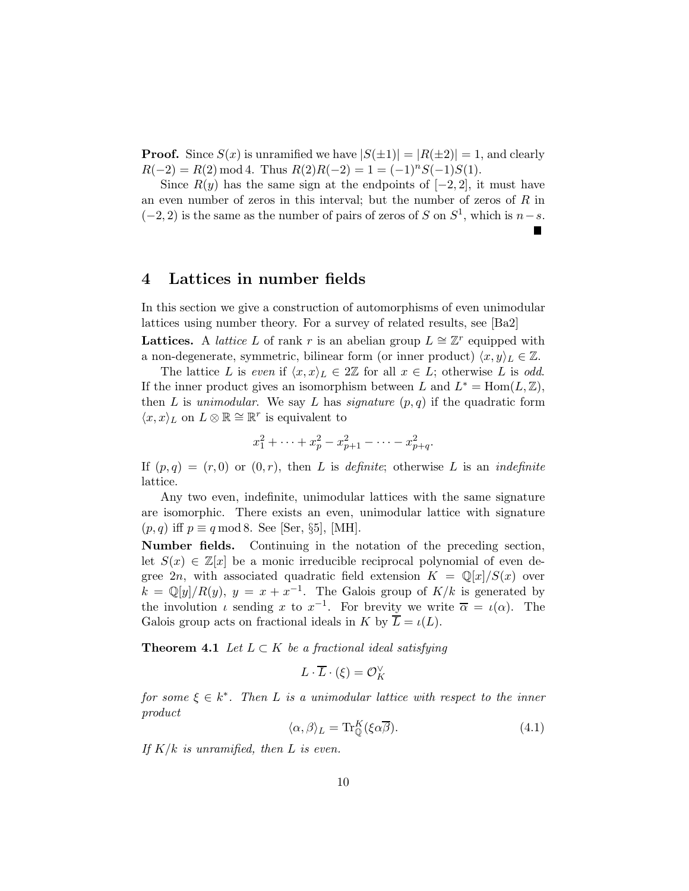**Proof.** Since $S(x)$ is unramified we have $|S(\pm 1)| = |R(\pm 2)| = 1$, and clearly $R(-2) = R(2) \bmod 4$. Thus $R(2)R(-2) = 1 = (-1)^n S(-1)S(1)$.

Since $R(y)$ has the same sign at the endpoints of $[-2, 2]$, it must have an even number of zeros in this interval; but the number of zeros of $R$ in $(-2, 2)$ is the same as the number of pairs of zeros of $S$ on $S^1$, which is $n - s$. ∎

## 4 Lattices in number fields

In this section we give a construction of automorphisms of even unimodular lattices using number theory. For a survey of related results, see [Ba2]

**Lattices.** A *lattice* $L$ of rank $r$ is an abelian group $L \cong \mathbb{Z}^r$ equipped with a non-degenerate, symmetric, bilinear form (or inner product) $\langle x, y\rangle_L \in \mathbb{Z}$.

The lattice $L$ is *even* if $\langle x, x\rangle_L \in 2\mathbb{Z}$ for all $x \in L$; otherwise $L$ is *odd*. If the inner product gives an isomorphism between $L$ and $L^* = \operatorname{Hom}(L, \mathbb{Z})$, then $L$ is *unimodular*. We say $L$ has *signature* $(p, q)$ if the quadratic form $\langle x, x\rangle_L$ on $L \otimes \mathbb{R} \cong \mathbb{R}^r$ is equivalent to

$$x_1^2 + \cdots + x_p^2 - x_{p+1}^2 - \cdots - x_{p+q}^2.$$

If $(p, q) = (r, 0)$ or $(0, r)$, then $L$ is *definite*; otherwise $L$ is an *indefinite* lattice.

Any two even, indefinite, unimodular lattices with the same signature are isomorphic. There exists an even, unimodular lattice with signature $(p, q)$ iff $p \equiv q \bmod 8$. See [Ser, §5], [MH].

**Number fields.** Continuing in the notation of the preceding section, let $S(x) \in \mathbb{Z}[x]$ be a monic irreducible reciprocal polynomial of even degree $2n$, with associated quadratic field extension $K = \mathbb{Q}[x]/S(x)$ over $k = \mathbb{Q}[y]/R(y)$, $y = x + x^{-1}$. The Galois group of $K/k$ is generated by the involution $\iota$ sending $x$ to $x^{-1}$. For brevity we write $\overline{\alpha} = \iota(\alpha)$. The Galois group acts on fractional ideals in $K$ by $\overline{L} = \iota(L)$.

**Theorem 4.1** *Let $L \subset K$ be a fractional ideal satisfying*

$$L \cdot \overline{L} \cdot (\xi) = \mathcal{O}_K^\vee$$

*for some $\xi \in k^*$. Then $L$ is a unimodular lattice with respect to the inner product*

$$\langle \alpha, \beta\rangle_L = \operatorname{Tr}_{\mathbb{Q}}^K(\xi \alpha \overline{\beta}). \tag{4.1}$$

*If $K/k$ is unramified, then $L$ is even.*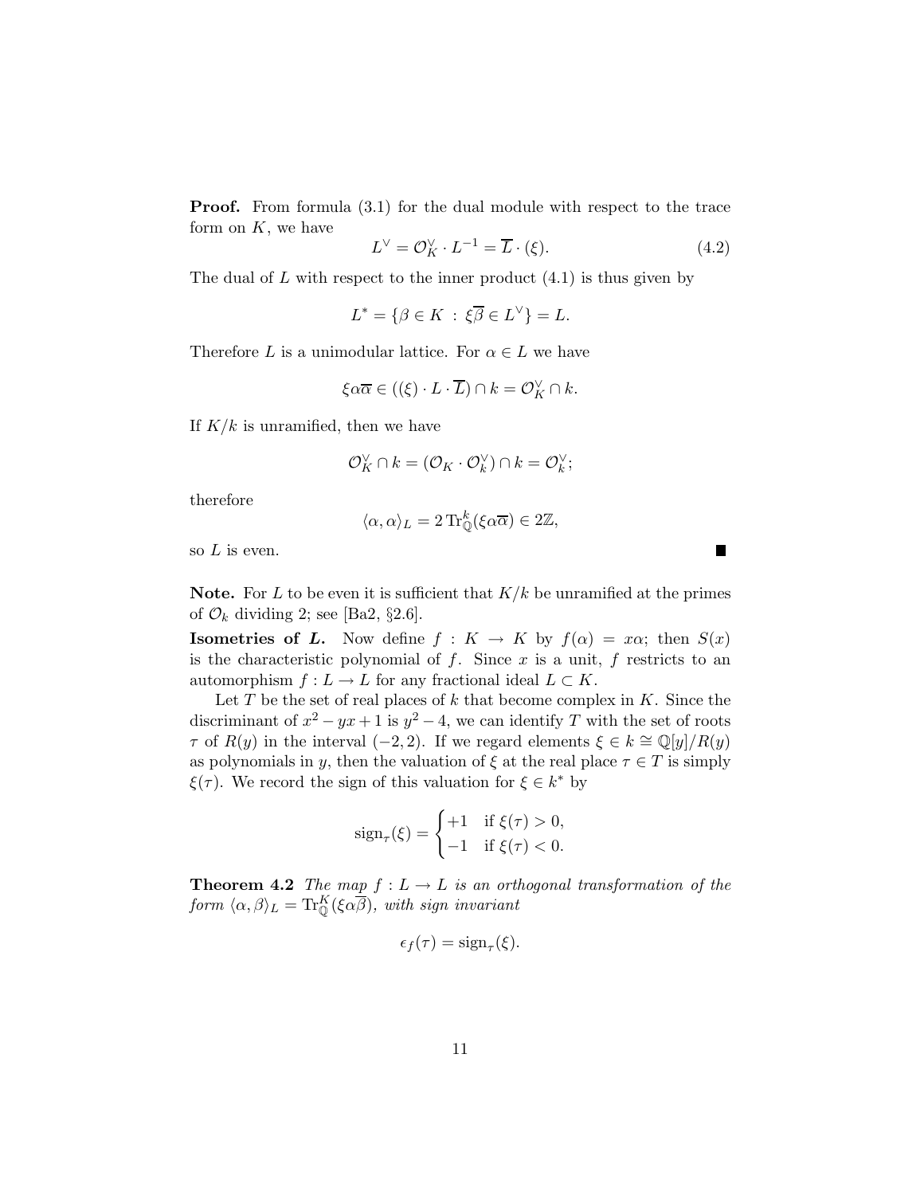**Proof.** From formula (3.1) for the dual module with respect to the trace form on $K$, we have

$$L^\vee = \mathcal{O}_K^\vee \cdot L^{-1} = \overline{L} \cdot (\xi). \tag{4.2}$$

The dual of $L$ with respect to the inner product (4.1) is thus given by

$$L^* = \{\beta \in K \,:\, \xi\overline{\beta} \in L^\vee\} = L.$$

Therefore $L$ is a unimodular lattice. For $\alpha \in L$ we have

$$\xi\alpha\overline{\alpha} \in ((\xi) \cdot L \cdot \overline{L}) \cap k = \mathcal{O}_K^\vee \cap k.$$

If $K/k$ is unramified, then we have

$$\mathcal{O}_K^\vee \cap k = (\mathcal{O}_K \cdot \mathcal{O}_k^\vee) \cap k = \mathcal{O}_k^\vee;$$

therefore

$$\langle \alpha, \alpha \rangle_L = 2\,\mathrm{Tr}_{\mathbb{Q}}^k(\xi\alpha\overline{\alpha}) \in 2\mathbb{Z},$$

so $L$ is even. ∎

**Note.** For $L$ to be even it is sufficient that $K/k$ be unramified at the primes of $\mathcal{O}_k$ dividing 2; see [Ba2, §2.6].

**Isometries of $L$.** Now define $f : K \to K$ by $f(\alpha) = x\alpha$; then $S(x)$ is the characteristic polynomial of $f$. Since $x$ is a unit, $f$ restricts to an automorphism $f : L \to L$ for any fractional ideal $L \subset K$.

Let $T$ be the set of real places of $k$ that become complex in $K$. Since the discriminant of $x^2 - yx + 1$ is $y^2 - 4$, we can identify $T$ with the set of roots $\tau$ of $R(y)$ in the interval $(-2, 2)$. If we regard elements $\xi \in k \cong \mathbb{Q}[y]/R(y)$ as polynomials in $y$, then the valuation of $\xi$ at the real place $\tau \in T$ is simply $\xi(\tau)$. We record the sign of this valuation for $\xi \in k^*$ by

$$\mathrm{sign}_\tau(\xi) = \begin{cases} +1 & \text{if } \xi(\tau) > 0, \\ -1 & \text{if } \xi(\tau) < 0. \end{cases}$$

**Theorem 4.2** *The map $f : L \to L$ is an orthogonal transformation of the form $\langle \alpha, \beta \rangle_L = \mathrm{Tr}_{\mathbb{Q}}^K(\xi\alpha\overline{\beta})$, with sign invariant*

$$\epsilon_f(\tau) = \mathrm{sign}_\tau(\xi).$$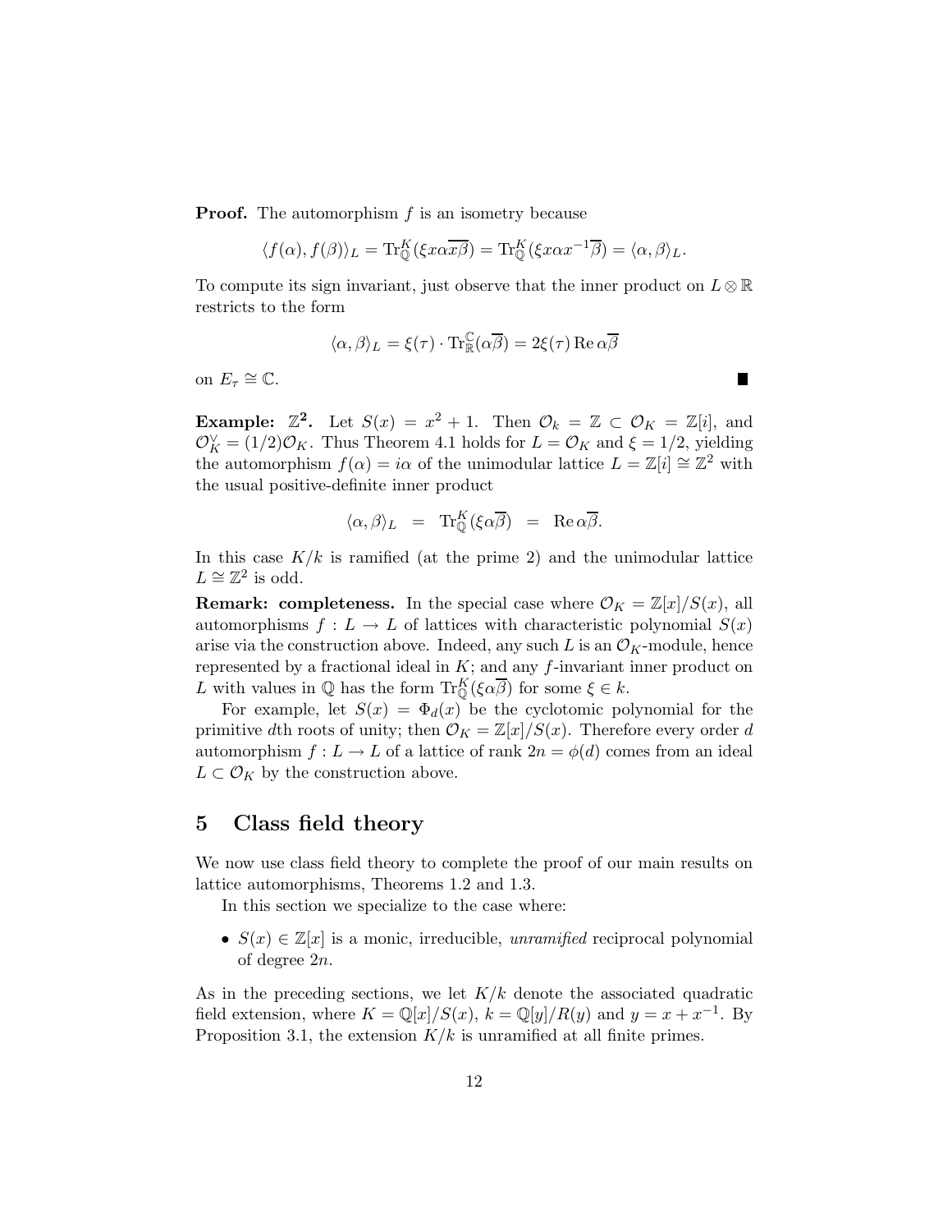**Proof.** The automorphism $f$ is an isometry because

$$\langle f(\alpha), f(\beta)\rangle_L = \mathrm{Tr}^K_{\mathbb{Q}}(\xi x\alpha\overline{x\beta}) = \mathrm{Tr}^K_{\mathbb{Q}}(\xi x\alpha x^{-1}\overline{\beta}) = \langle \alpha, \beta\rangle_L.$$

To compute its sign invariant, just observe that the inner product on $L \otimes \mathbb{R}$ restricts to the form

$$\langle \alpha, \beta\rangle_L = \xi(\tau) \cdot \mathrm{Tr}^{\mathbb{C}}_{\mathbb{R}}(\alpha\overline{\beta}) = 2\xi(\tau)\,\mathrm{Re}\,\alpha\overline{\beta}$$

on $E_\tau \cong \mathbb{C}$. ∎

**Example: $\mathbb{Z}^2$.** Let $S(x) = x^2 + 1$. Then $\mathcal{O}_k = \mathbb{Z} \subset \mathcal{O}_K = \mathbb{Z}[i]$, and $\mathcal{O}_K^\vee = (1/2)\mathcal{O}_K$. Thus Theorem 4.1 holds for $L = \mathcal{O}_K$ and $\xi = 1/2$, yielding the automorphism $f(\alpha) = i\alpha$ of the unimodular lattice $L = \mathbb{Z}[i] \cong \mathbb{Z}^2$ with the usual positive-definite inner product

$$\langle \alpha, \beta\rangle_L \;=\; \mathrm{Tr}^K_{\mathbb{Q}}(\xi\alpha\overline{\beta}) \;=\; \mathrm{Re}\,\alpha\overline{\beta}.$$

In this case $K/k$ is ramified (at the prime 2) and the unimodular lattice $L \cong \mathbb{Z}^2$ is odd.

**Remark: completeness.** In the special case where $\mathcal{O}_K = \mathbb{Z}[x]/S(x)$, all automorphisms $f : L \to L$ of lattices with characteristic polynomial $S(x)$ arise via the construction above. Indeed, any such $L$ is an $\mathcal{O}_K$-module, hence represented by a fractional ideal in $K$; and any $f$-invariant inner product on $L$ with values in $\mathbb{Q}$ has the form $\mathrm{Tr}^K_{\mathbb{Q}}(\xi\alpha\overline{\beta})$ for some $\xi \in k$.

For example, let $S(x) = \Phi_d(x)$ be the cyclotomic polynomial for the primitive $d$th roots of unity; then $\mathcal{O}_K = \mathbb{Z}[x]/S(x)$. Therefore every order $d$ automorphism $f : L \to L$ of a lattice of rank $2n = \phi(d)$ comes from an ideal $L \subset \mathcal{O}_K$ by the construction above.

## 5 Class field theory

We now use class field theory to complete the proof of our main results on lattice automorphisms, Theorems 1.2 and 1.3.

In this section we specialize to the case where:

- $S(x) \in \mathbb{Z}[x]$ is a monic, irreducible, *unramified* reciprocal polynomial of degree $2n$.

As in the preceding sections, we let $K/k$ denote the associated quadratic field extension, where $K = \mathbb{Q}[x]/S(x)$, $k = \mathbb{Q}[y]/R(y)$ and $y = x + x^{-1}$. By Proposition 3.1, the extension $K/k$ is unramified at all finite primes.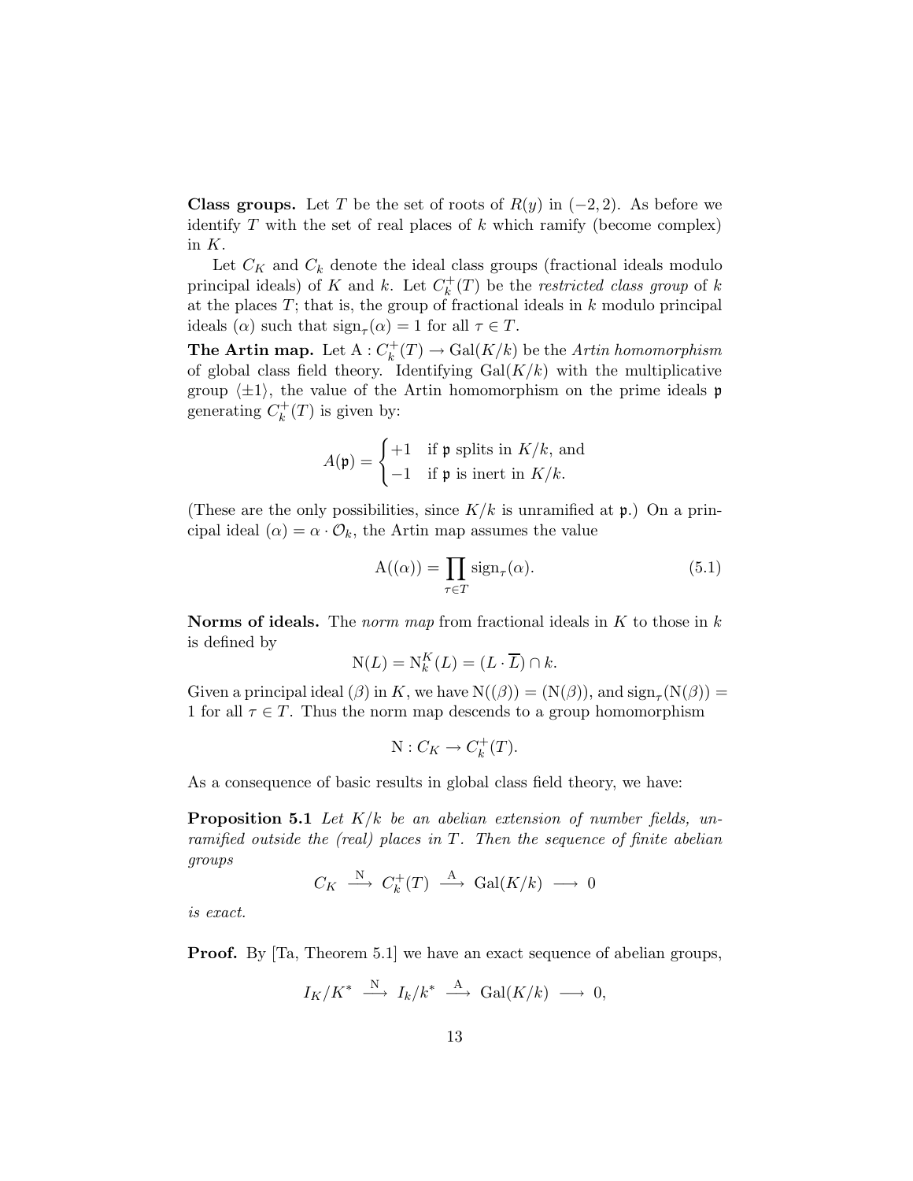**Class groups.** Let $T$ be the set of roots of $R(y)$ in $(-2, 2)$. As before we identify $T$ with the set of real places of $k$ which ramify (become complex) in $K$.

Let $C_K$ and $C_k$ denote the ideal class groups (fractional ideals modulo principal ideals) of $K$ and $k$. Let $C_k^+(T)$ be the *restricted class group* of $k$ at the places $T$; that is, the group of fractional ideals in $k$ modulo principal ideals $(\alpha)$ such that $\operatorname{sign}_\tau(\alpha) = 1$ for all $\tau \in T$.

**The Artin map.** Let $\mathrm{A} : C_k^+(T) \to \mathrm{Gal}(K/k)$ be the *Artin homomorphism* of global class field theory. Identifying $\mathrm{Gal}(K/k)$ with the multiplicative group $\langle \pm 1 \rangle$, the value of the Artin homomorphism on the prime ideals $\mathfrak{p}$ generating $C_k^+(T)$ is given by:

$$A(\mathfrak{p}) = \begin{cases} +1 & \text{if } \mathfrak{p} \text{ splits in } K/k, \text{ and} \\ -1 & \text{if } \mathfrak{p} \text{ is inert in } K/k. \end{cases}$$

(These are the only possibilities, since $K/k$ is unramified at $\mathfrak{p}$.) On a principal ideal $(\alpha) = \alpha \cdot \mathcal{O}_k$, the Artin map assumes the value

$$\mathrm{A}((\alpha)) = \prod_{\tau \in T} \operatorname{sign}_\tau(\alpha). \tag{5.1}$$

**Norms of ideals.** The *norm map* from fractional ideals in $K$ to those in $k$ is defined by

$$\mathrm{N}(L) = \mathrm{N}_k^K(L) = (L \cdot \overline{L}) \cap k.$$

Given a principal ideal $(\beta)$ in $K$, we have $\mathrm{N}((\beta)) = (\mathrm{N}(\beta))$, and $\operatorname{sign}_\tau(\mathrm{N}(\beta)) = 1$ for all $\tau \in T$. Thus the norm map descends to a group homomorphism

$$\mathrm{N} : C_K \to C_k^+(T).$$

As a consequence of basic results in global class field theory, we have:

**Proposition 5.1** *Let $K/k$ be an abelian extension of number fields, unramified outside the (real) places in $T$. Then the sequence of finite abelian groups*

$$C_K \xrightarrow{\ \mathrm{N}\ } C_k^+(T) \xrightarrow{\ \mathrm{A}\ } \mathrm{Gal}(K/k) \longrightarrow 0$$

*is exact.*

**Proof.** By [Ta, Theorem 5.1] we have an exact sequence of abelian groups,

$$I_K/K^* \xrightarrow{\ \mathrm{N}\ } I_k/k^* \xrightarrow{\ \mathrm{A}\ } \mathrm{Gal}(K/k) \longrightarrow 0,$$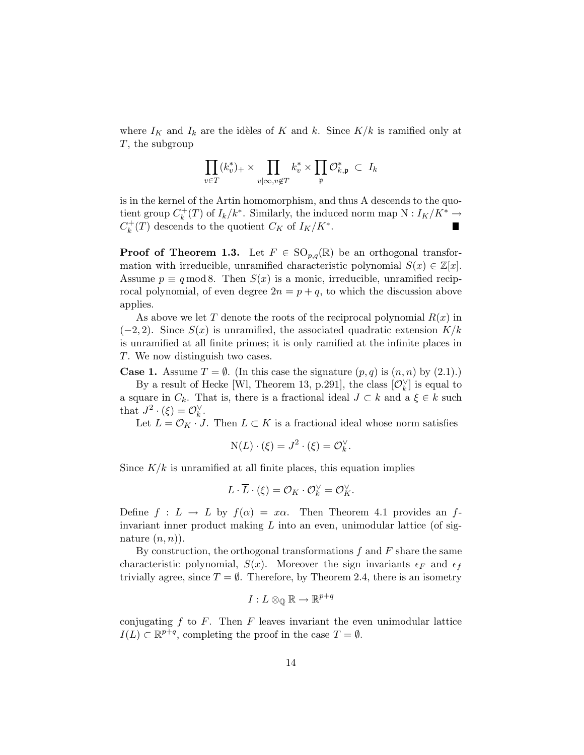where $I_K$ and $I_k$ are the idèles of $K$ and $k$. Since $K/k$ is ramified only at $T$, the subgroup

$$\prod_{v\in T}(k_v^*)_+ \times \prod_{v|\infty, v\notin T} k_v^* \times \prod_{\mathfrak{p}} \mathcal{O}_{k,\mathfrak{p}}^* \subset I_k$$

is in the kernel of the Artin homomorphism, and thus A descends to the quotient group $C_k^+(T)$ of $I_k/k^*$. Similarly, the induced norm map $\mathrm{N} : I_K/K^* \to C_k^+(T)$ descends to the quotient $C_K$ of $I_K/K^*$. ∎

**Proof of Theorem 1.3.** Let $F \in \mathrm{SO}_{p,q}(\mathbb{R})$ be an orthogonal transformation with irreducible, unramified characteristic polynomial $S(x) \in \mathbb{Z}[x]$. Assume $p \equiv q \bmod 8$. Then $S(x)$ is a monic, irreducible, unramified reciprocal polynomial, of even degree $2n = p + q$, to which the discussion above applies.

As above we let $T$ denote the roots of the reciprocal polynomial $R(x)$ in $(-2, 2)$. Since $S(x)$ is unramified, the associated quadratic extension $K/k$ is unramified at all finite primes; it is only ramified at the infinite places in $T$. We now distinguish two cases.

**Case 1.** Assume $T = \emptyset$. (In this case the signature $(p, q)$ is $(n, n)$ by (2.1).)

By a result of Hecke [Wl, Theorem 13, p.291], the class $[\mathcal{O}_k^\vee]$ is equal to a square in $C_k$. That is, there is a fractional ideal $J \subset k$ and a $\xi \in k$ such that $J^2 \cdot (\xi) = \mathcal{O}_k^\vee$.

Let $L = \mathcal{O}_K \cdot J$. Then $L \subset K$ is a fractional ideal whose norm satisfies

$$\mathrm{N}(L) \cdot (\xi) = J^2 \cdot (\xi) = \mathcal{O}_k^\vee.$$

Since $K/k$ is unramified at all finite places, this equation implies

$$L \cdot \overline{L} \cdot (\xi) = \mathcal{O}_K \cdot \mathcal{O}_k^\vee = \mathcal{O}_K^\vee.$$

Define $f : L \to L$ by $f(\alpha) = x\alpha$. Then Theorem 4.1 provides an $f$-invariant inner product making $L$ into an even, unimodular lattice (of signature $(n, n)$).

By construction, the orthogonal transformations $f$ and $F$ share the same characteristic polynomial, $S(x)$. Moreover the sign invariants $\epsilon_F$ and $\epsilon_f$ trivially agree, since $T = \emptyset$. Therefore, by Theorem 2.4, there is an isometry

$$I : L \otimes_{\mathbb{Q}} \mathbb{R} \to \mathbb{R}^{p+q}$$

conjugating $f$ to $F$. Then $F$ leaves invariant the even unimodular lattice $I(L) \subset \mathbb{R}^{p+q}$, completing the proof in the case $T = \emptyset$.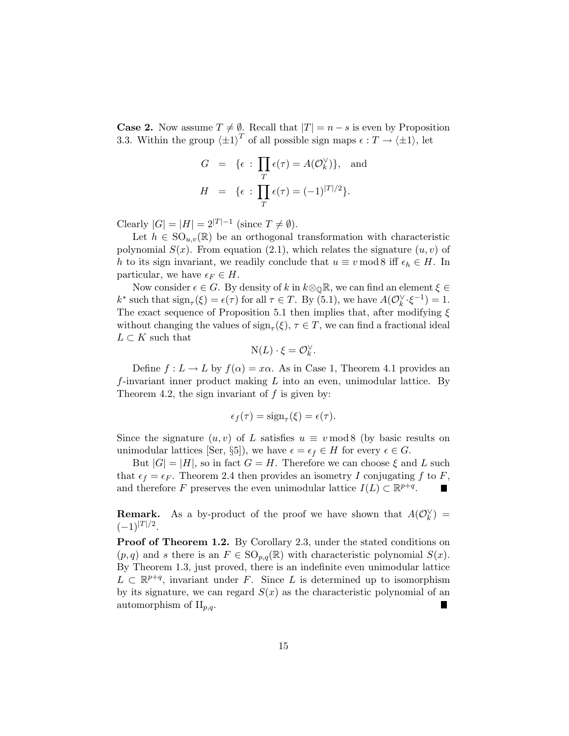**Case 2.** Now assume $T \neq \emptyset$. Recall that $|T| = n - s$ is even by Proposition 3.3. Within the group $\langle \pm 1 \rangle^T$ of all possible sign maps $\epsilon : T \to \langle \pm 1 \rangle$, let

$$
\begin{aligned}
G &= \{\epsilon \, : \, \prod_T \epsilon(\tau) = A(\mathcal{O}_k^\vee)\}, \quad \text{and} \\
H &= \{\epsilon \, : \, \prod_T \epsilon(\tau) = (-1)^{|T|/2}\}.
\end{aligned}
$$

Clearly $|G| = |H| = 2^{|T|-1}$ (since $T \neq \emptyset$).

Let $h \in \mathrm{SO}_{u,v}(\mathbb{R})$ be an orthogonal transformation with characteristic polynomial $S(x)$. From equation (2.1), which relates the signature $(u, v)$ of $h$ to its sign invariant, we readily conclude that $u \equiv v \bmod 8$ iff $\epsilon_h \in H$. In particular, we have $\epsilon_F \in H$.

Now consider $\epsilon \in G$. By density of $k$ in $k \otimes_{\mathbb{Q}} \mathbb{R}$, we can find an element $\xi \in k^*$ such that $\mathrm{sign}_\tau(\xi) = \epsilon(\tau)$ for all $\tau \in T$. By (5.1), we have $A(\mathcal{O}_k^\vee \cdot \xi^{-1}) = 1$. The exact sequence of Proposition 5.1 then implies that, after modifying $\xi$ without changing the values of $\mathrm{sign}_\tau(\xi)$, $\tau \in T$, we can find a fractional ideal $L \subset K$ such that

$$
\mathrm{N}(L) \cdot \xi = \mathcal{O}_k^\vee .
$$

Define $f : L \to L$ by $f(\alpha) = x\alpha$. As in Case 1, Theorem 4.1 provides an $f$-invariant inner product making $L$ into an even, unimodular lattice. By Theorem 4.2, the sign invariant of $f$ is given by:

$$
\epsilon_f(\tau) = \mathrm{sign}_\tau(\xi) = \epsilon(\tau).
$$

Since the signature $(u, v)$ of $L$ satisfies $u \equiv v \bmod 8$ (by basic results on unimodular lattices [Ser, §5]), we have $\epsilon = \epsilon_f \in H$ for every $\epsilon \in G$.

But $|G| = |H|$, so in fact $G = H$. Therefore we can choose $\xi$ and $L$ such that $\epsilon_f = \epsilon_F$. Theorem 2.4 then provides an isometry $I$ conjugating $f$ to $F$, and therefore $F$ preserves the even unimodular lattice $I(L) \subset \mathbb{R}^{p+q}$. ■

**Remark.** As a by-product of the proof we have shown that $A(\mathcal{O}_k^\vee) = (-1)^{|T|/2}$.

**Proof of Theorem 1.2.** By Corollary 2.3, under the stated conditions on $(p, q)$ and $s$ there is an $F \in \mathrm{SO}_{p,q}(\mathbb{R})$ with characteristic polynomial $S(x)$. By Theorem 1.3, just proved, there is an indefinite even unimodular lattice $L \subset \mathbb{R}^{p+q}$, invariant under $F$. Since $L$ is determined up to isomorphism by its signature, we can regard $S(x)$ as the characteristic polynomial of an automorphism of $\mathrm{II}_{p,q}$. ■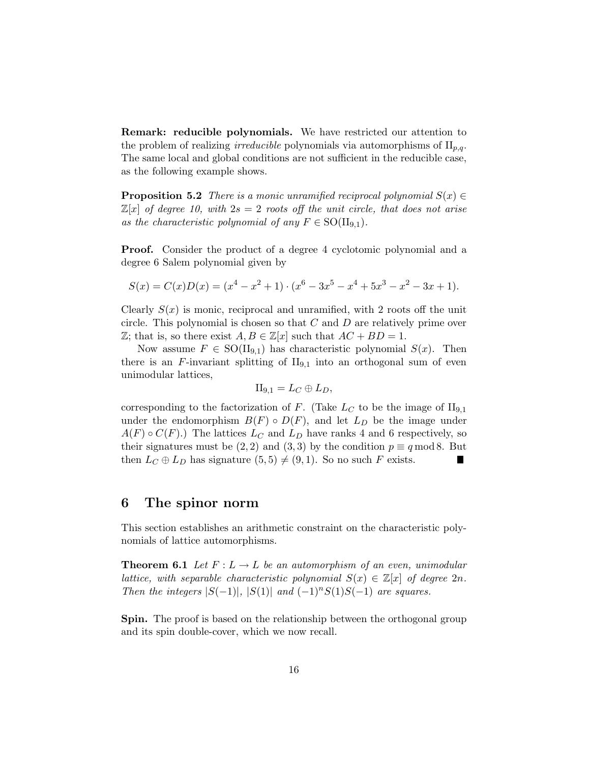**Remark: reducible polynomials.** We have restricted our attention to the problem of realizing *irreducible* polynomials via automorphisms of $\mathrm{II}_{p,q}$. The same local and global conditions are not sufficient in the reducible case, as the following example shows.

**Proposition 5.2** *There is a monic unramified reciprocal polynomial $S(x) \in \mathbb{Z}[x]$ of degree 10, with $2s = 2$ roots off the unit circle, that does not arise as the characteristic polynomial of any $F \in \mathrm{SO}(\mathrm{II}_{9,1})$.*

**Proof.** Consider the product of a degree 4 cyclotomic polynomial and a degree 6 Salem polynomial given by

$$S(x) = C(x)D(x) = (x^4 - x^2 + 1) \cdot (x^6 - 3x^5 - x^4 + 5x^3 - x^2 - 3x + 1).$$

Clearly $S(x)$ is monic, reciprocal and unramified, with 2 roots off the unit circle. This polynomial is chosen so that $C$ and $D$ are relatively prime over $\mathbb{Z}$; that is, so there exist $A, B \in \mathbb{Z}[x]$ such that $AC + BD = 1$.

Now assume $F \in \mathrm{SO}(\mathrm{II}_{9,1})$ has characteristic polynomial $S(x)$. Then there is an $F$-invariant splitting of $\mathrm{II}_{9,1}$ into an orthogonal sum of even unimodular lattices,

$$\mathrm{II}_{9,1} = L_C \oplus L_D,$$

corresponding to the factorization of $F$. (Take $L_C$ to be the image of $\mathrm{II}_{9,1}$ under the endomorphism $B(F) \circ D(F)$, and let $L_D$ be the image under $A(F) \circ C(F)$.) The lattices $L_C$ and $L_D$ have ranks 4 and 6 respectively, so their signatures must be $(2, 2)$ and $(3, 3)$ by the condition $p \equiv q \bmod 8$. But then $L_C \oplus L_D$ has signature $(5, 5) \neq (9, 1)$. So no such $F$ exists. ■

## 6 The spinor norm

This section establishes an arithmetic constraint on the characteristic polynomials of lattice automorphisms.

**Theorem 6.1** *Let $F : L \to L$ be an automorphism of an even, unimodular lattice, with separable characteristic polynomial $S(x) \in \mathbb{Z}[x]$ of degree $2n$. Then the integers $|S(-1)|$, $|S(1)|$ and $(-1)^n S(1)S(-1)$ are squares.*

**Spin.** The proof is based on the relationship between the orthogonal group and its spin double-cover, which we now recall.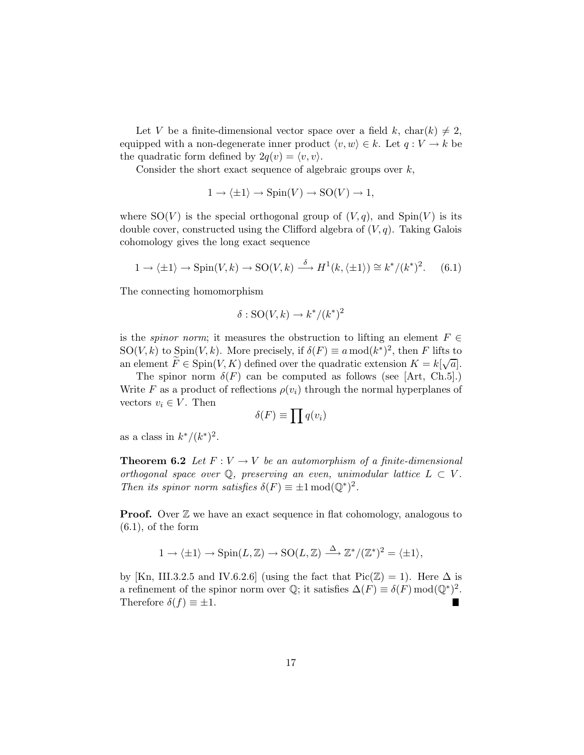Let $V$ be a finite-dimensional vector space over a field $k$, $\mathrm{char}(k) \neq 2$, equipped with a non-degenerate inner product $\langle v, w\rangle \in k$. Let $q : V \to k$ be the quadratic form defined by $2q(v) = \langle v, v\rangle$.

Consider the short exact sequence of algebraic groups over $k$,

$$1 \to \langle \pm 1\rangle \to \mathrm{Spin}(V) \to \mathrm{SO}(V) \to 1,$$

where $\mathrm{SO}(V)$ is the special orthogonal group of $(V, q)$, and $\mathrm{Spin}(V)$ is its double cover, constructed using the Clifford algebra of $(V, q)$. Taking Galois cohomology gives the long exact sequence

$$1 \to \langle \pm 1\rangle \to \mathrm{Spin}(V, k) \to \mathrm{SO}(V, k) \xrightarrow{\delta} H^1(k, \langle \pm 1\rangle) \cong k^*/(k^*)^2. \qquad (6.1)$$

The connecting homomorphism

$$\delta : \mathrm{SO}(V, k) \to k^*/(k^*)^2$$

is the *spinor norm*; it measures the obstruction to lifting an element $F \in \mathrm{SO}(V, k)$ to $\mathrm{Spin}(V, k)$. More precisely, if $\delta(F) \equiv a \bmod (k^*)^2$, then $F$ lifts to an element $\widetilde{F} \in \mathrm{Spin}(V, K)$ defined over the quadratic extension $K = k[\sqrt{a}]$.

The spinor norm $\delta(F)$ can be computed as follows (see [Art, Ch.5].) Write $F$ as a product of reflections $\rho(v_i)$ through the normal hyperplanes of vectors $v_i \in V$. Then

$$\delta(F) \equiv \prod q(v_i)$$

as a class in $k^*/(k^*)^2$.

**Theorem 6.2** *Let $F : V \to V$ be an automorphism of a finite-dimensional orthogonal space over $\mathbb{Q}$, preserving an even, unimodular lattice $L \subset V$. Then its spinor norm satisfies $\delta(F) \equiv \pm 1 \bmod (\mathbb{Q}^*)^2$.*

**Proof.** Over $\mathbb{Z}$ we have an exact sequence in flat cohomology, analogous to (6.1), of the form

$$1 \to \langle \pm 1\rangle \to \mathrm{Spin}(L, \mathbb{Z}) \to \mathrm{SO}(L, \mathbb{Z}) \xrightarrow{\Delta} \mathbb{Z}^*/(\mathbb{Z}^*)^2 = \langle \pm 1\rangle,$$

by [Kn, III.3.2.5 and IV.6.2.6] (using the fact that $\mathrm{Pic}(\mathbb{Z}) = 1$). Here $\Delta$ is a refinement of the spinor norm over $\mathbb{Q}$; it satisfies $\Delta(F) \equiv \delta(F) \bmod (\mathbb{Q}^*)^2$. Therefore $\delta(f) \equiv \pm 1$. ∎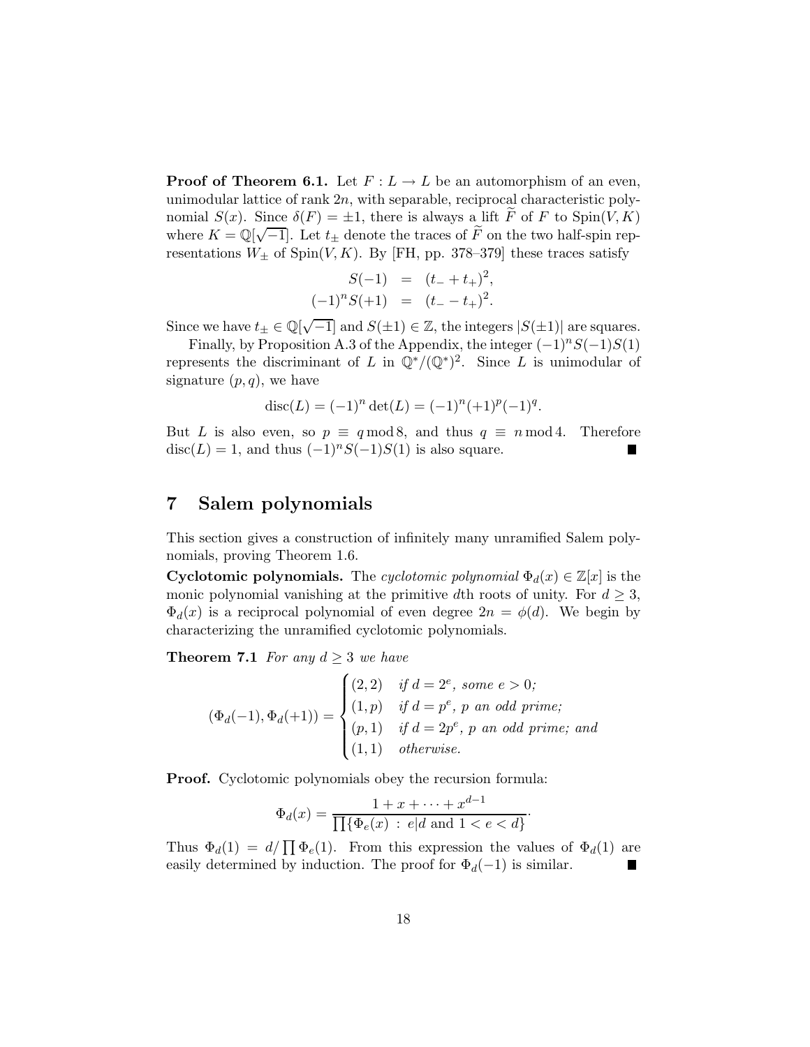**Proof of Theorem 6.1.** Let $F : L \to L$ be an automorphism of an even, unimodular lattice of rank $2n$, with separable, reciprocal characteristic polynomial $S(x)$. Since $\delta(F) = \pm 1$, there is always a lift $\widetilde{F}$ of $F$ to $\mathrm{Spin}(V, K)$ where $K = \mathbb{Q}[\sqrt{-1}]$. Let $t_\pm$ denote the traces of $\widetilde{F}$ on the two half-spin representations $W_\pm$ of $\mathrm{Spin}(V, K)$. By [FH, pp. 378–379] these traces satisfy

$$\begin{aligned} S(-1) &= (t_- + t_+)^2, \\ (-1)^n S(+1) &= (t_- - t_+)^2. \end{aligned}$$

Since we have $t_\pm \in \mathbb{Q}[\sqrt{-1}]$ and $S(\pm 1) \in \mathbb{Z}$, the integers $|S(\pm 1)|$ are squares.

Finally, by Proposition A.3 of the Appendix, the integer $(-1)^n S(-1)S(1)$ represents the discriminant of $L$ in $\mathbb{Q}^*/(\mathbb{Q}^*)^2$. Since $L$ is unimodular of signature $(p, q)$, we have

$$\mathrm{disc}(L) = (-1)^n \det(L) = (-1)^n (+1)^p (-1)^q.$$

But $L$ is also even, so $p \equiv q \bmod 8$, and thus $q \equiv n \bmod 4$. Therefore $\mathrm{disc}(L) = 1$, and thus $(-1)^n S(-1)S(1)$ is also square. ∎

## 7 Salem polynomials

This section gives a construction of infinitely many unramified Salem polynomials, proving Theorem 1.6.

**Cyclotomic polynomials.** The *cyclotomic polynomial* $\Phi_d(x) \in \mathbb{Z}[x]$ is the monic polynomial vanishing at the primitive $d$th roots of unity. For $d \geq 3$, $\Phi_d(x)$ is a reciprocal polynomial of even degree $2n = \phi(d)$. We begin by characterizing the unramified cyclotomic polynomials.

**Theorem 7.1** *For any $d \geq 3$ we have*

$$(\Phi_d(-1), \Phi_d(+1)) = \begin{cases} (2, 2) & \text{if } d = 2^e, \text{ some } e > 0; \\ (1, p) & \text{if } d = p^e, \ p \text{ an odd prime;} \\ (p, 1) & \text{if } d = 2p^e, \ p \text{ an odd prime; and} \\ (1, 1) & \text{otherwise.} \end{cases}$$

**Proof.** Cyclotomic polynomials obey the recursion formula:

$$\Phi_d(x) = \frac{1 + x + \cdots + x^{d-1}}{\prod\{\Phi_e(x) \, : \, e | d \text{ and } 1 < e < d\}}.$$

Thus $\Phi_d(1) = d / \prod \Phi_e(1)$. From this expression the values of $\Phi_d(1)$ are easily determined by induction. The proof for $\Phi_d(-1)$ is similar. ∎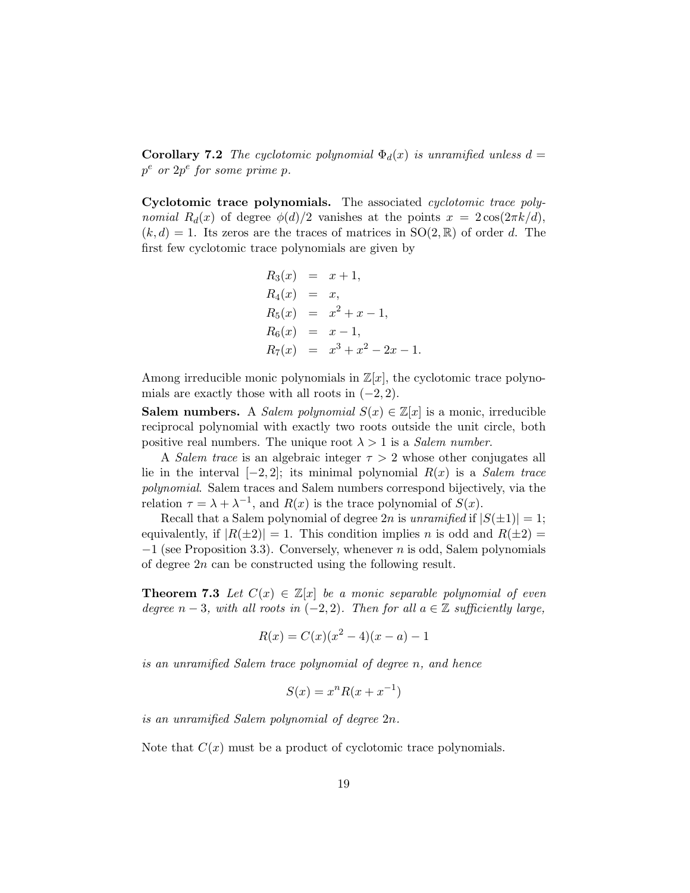**Corollary 7.2** *The cyclotomic polynomial $\Phi_d(x)$ is unramified unless $d = p^e$ or $2p^e$ for some prime $p$.*

**Cyclotomic trace polynomials.** The associated *cyclotomic trace polynomial* $R_d(x)$ of degree $\phi(d)/2$ vanishes at the points $x = 2\cos(2\pi k/d)$, $(k, d) = 1$. Its zeros are the traces of matrices in $\mathrm{SO}(2, \mathbb{R})$ of order $d$. The first few cyclotomic trace polynomials are given by

$$
\begin{aligned}
R_3(x) &= x + 1, \\
R_4(x) &= x, \\
R_5(x) &= x^2 + x - 1, \\
R_6(x) &= x - 1, \\
R_7(x) &= x^3 + x^2 - 2x - 1.
\end{aligned}
$$

Among irreducible monic polynomials in $\mathbb{Z}[x]$, the cyclotomic trace polynomials are exactly those with all roots in $(-2, 2)$.

**Salem numbers.** A *Salem polynomial* $S(x) \in \mathbb{Z}[x]$ is a monic, irreducible reciprocal polynomial with exactly two roots outside the unit circle, both positive real numbers. The unique root $\lambda > 1$ is a *Salem number*.

A *Salem trace* is an algebraic integer $\tau > 2$ whose other conjugates all lie in the interval $[-2, 2]$; its minimal polynomial $R(x)$ is a *Salem trace polynomial*. Salem traces and Salem numbers correspond bijectively, via the relation $\tau = \lambda + \lambda^{-1}$, and $R(x)$ is the trace polynomial of $S(x)$.

Recall that a Salem polynomial of degree $2n$ is *unramified* if $|S(\pm 1)| = 1$; equivalently, if $|R(\pm 2)| = 1$. This condition implies $n$ is odd and $R(\pm 2) = -1$ (see Proposition 3.3). Conversely, whenever $n$ is odd, Salem polynomials of degree $2n$ can be constructed using the following result.

**Theorem 7.3** *Let $C(x) \in \mathbb{Z}[x]$ be a monic separable polynomial of even degree $n - 3$, with all roots in $(-2, 2)$. Then for all $a \in \mathbb{Z}$ sufficiently large,*

$$R(x) = C(x)(x^2 - 4)(x - a) - 1$$

*is an unramified Salem trace polynomial of degree $n$, and hence*

$$S(x) = x^n R(x + x^{-1})$$

*is an unramified Salem polynomial of degree $2n$.*

Note that $C(x)$ must be a product of cyclotomic trace polynomials.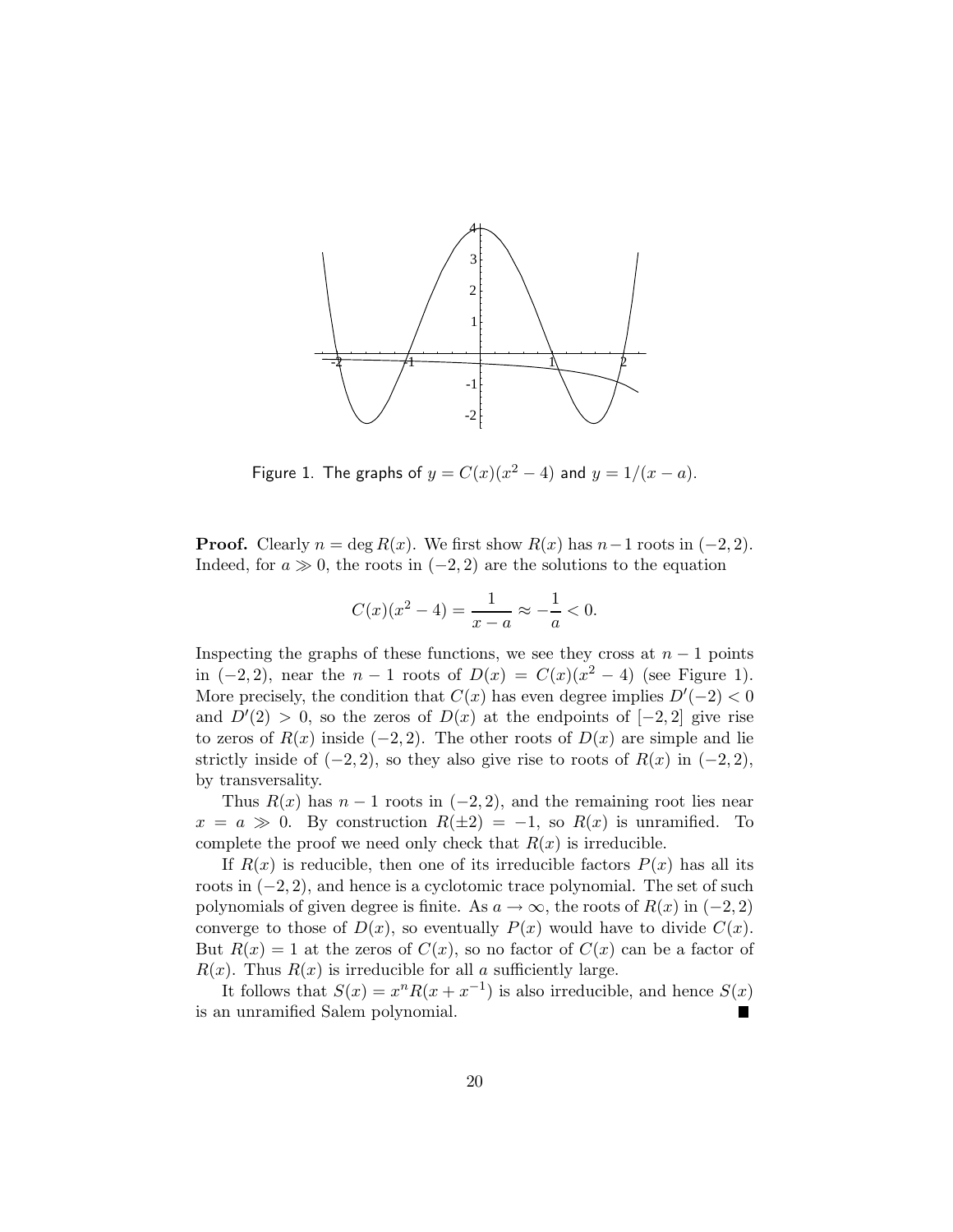Figure 1. The graphs of $y = C(x)(x^2 - 4)$ and $y = 1/(x - a)$.

**Proof.** Clearly $n = \deg R(x)$. We first show $R(x)$ has $n-1$ roots in $(-2, 2)$. Indeed, for $a \gg 0$, the roots in $(-2, 2)$ are the solutions to the equation

$$C(x)(x^2 - 4) = \frac{1}{x - a} \approx -\frac{1}{a} < 0.$$

Inspecting the graphs of these functions, we see they cross at $n - 1$ points in $(-2, 2)$, near the $n - 1$ roots of $D(x) = C(x)(x^2 - 4)$ (see Figure 1). More precisely, the condition that $C(x)$ has even degree implies $D'(-2) < 0$ and $D'(2) > 0$, so the zeros of $D(x)$ at the endpoints of $[-2, 2]$ give rise to zeros of $R(x)$ inside $(-2, 2)$. The other roots of $D(x)$ are simple and lie strictly inside of $(-2, 2)$, so they also give rise to roots of $R(x)$ in $(-2, 2)$, by transversality.

Thus $R(x)$ has $n - 1$ roots in $(-2, 2)$, and the remaining root lies near $x = a \gg 0$. By construction $R(\pm 2) = -1$, so $R(x)$ is unramified. To complete the proof we need only check that $R(x)$ is irreducible.

If $R(x)$ is reducible, then one of its irreducible factors $P(x)$ has all its roots in $(-2, 2)$, and hence is a cyclotomic trace polynomial. The set of such polynomials of given degree is finite. As $a \to \infty$, the roots of $R(x)$ in $(-2, 2)$ converge to those of $D(x)$, so eventually $P(x)$ would have to divide $C(x)$. But $R(x) = 1$ at the zeros of $C(x)$, so no factor of $C(x)$ can be a factor of $R(x)$. Thus $R(x)$ is irreducible for all $a$ sufficiently large.

It follows that $S(x) = x^n R(x + x^{-1})$ is also irreducible, and hence $S(x)$ is an unramified Salem polynomial. ∎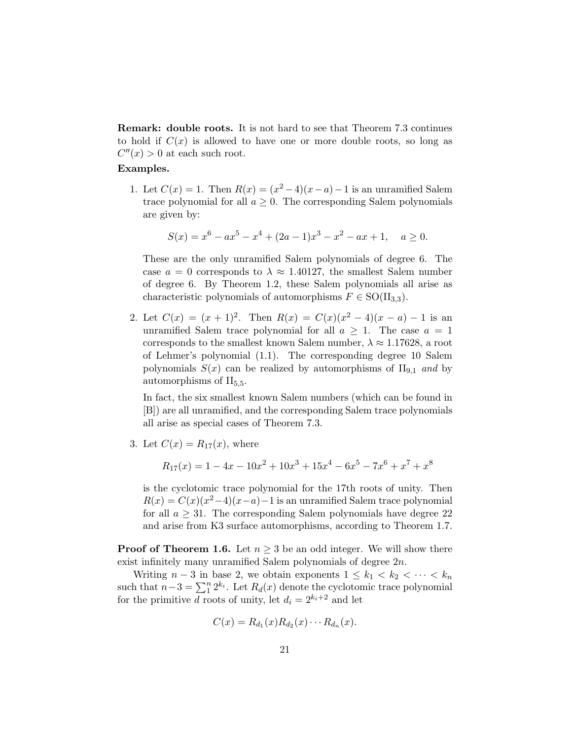**Remark: double roots.** It is not hard to see that Theorem 7.3 continues to hold if $C(x)$ is allowed to have one or more double roots, so long as $C''(x) > 0$ at each such root.

**Examples.**

1. Let $C(x) = 1$. Then $R(x) = (x^2 - 4)(x - a) - 1$ is an unramified Salem trace polynomial for all $a \geq 0$. The corresponding Salem polynomials are given by:

   $$S(x) = x^6 - ax^5 - x^4 + (2a-1)x^3 - x^2 - ax + 1, \quad a \geq 0.$$

   These are the only unramified Salem polynomials of degree 6. The case $a = 0$ corresponds to $\lambda \approx 1.40127$, the smallest Salem number of degree 6. By Theorem 1.2, these Salem polynomials all arise as characteristic polynomials of automorphisms $F \in \mathrm{SO}(\mathrm{II}_{3,3})$.

2. Let $C(x) = (x+1)^2$. Then $R(x) = C(x)(x^2 - 4)(x - a) - 1$ is an unramified Salem trace polynomial for all $a \geq 1$. The case $a = 1$ corresponds to the smallest known Salem number, $\lambda \approx 1.17628$, a root of Lehmer's polynomial (1.1). The corresponding degree 10 Salem polynomials $S(x)$ can be realized by automorphisms of $\mathrm{II}_{9,1}$ *and* by automorphisms of $\mathrm{II}_{5,5}$.

   In fact, the six smallest known Salem numbers (which can be found in [B]) are all unramified, and the corresponding Salem trace polynomials all arise as special cases of Theorem 7.3.

3. Let $C(x) = R_{17}(x)$, where

   $$R_{17}(x) = 1 - 4x - 10x^2 + 10x^3 + 15x^4 - 6x^5 - 7x^6 + x^7 + x^8$$

   is the cyclotomic trace polynomial for the 17th roots of unity. Then $R(x) = C(x)(x^2-4)(x-a)-1$ is an unramified Salem trace polynomial for all $a \geq 31$. The corresponding Salem polynomials have degree 22 and arise from K3 surface automorphisms, according to Theorem 1.7.

**Proof of Theorem 1.6.** Let $n \geq 3$ be an odd integer. We will show there exist infinitely many unramified Salem polynomials of degree $2n$.

Writing $n - 3$ in base 2, we obtain exponents $1 \leq k_1 < k_2 < \cdots < k_n$ such that $n - 3 = \sum_1^n 2^{k_i}$. Let $R_d(x)$ denote the cyclotomic trace polynomial for the primitive $d$ roots of unity, let $d_i = 2^{k_i+2}$ and let

$$C(x) = R_{d_1}(x) R_{d_2}(x) \cdots R_{d_n}(x).$$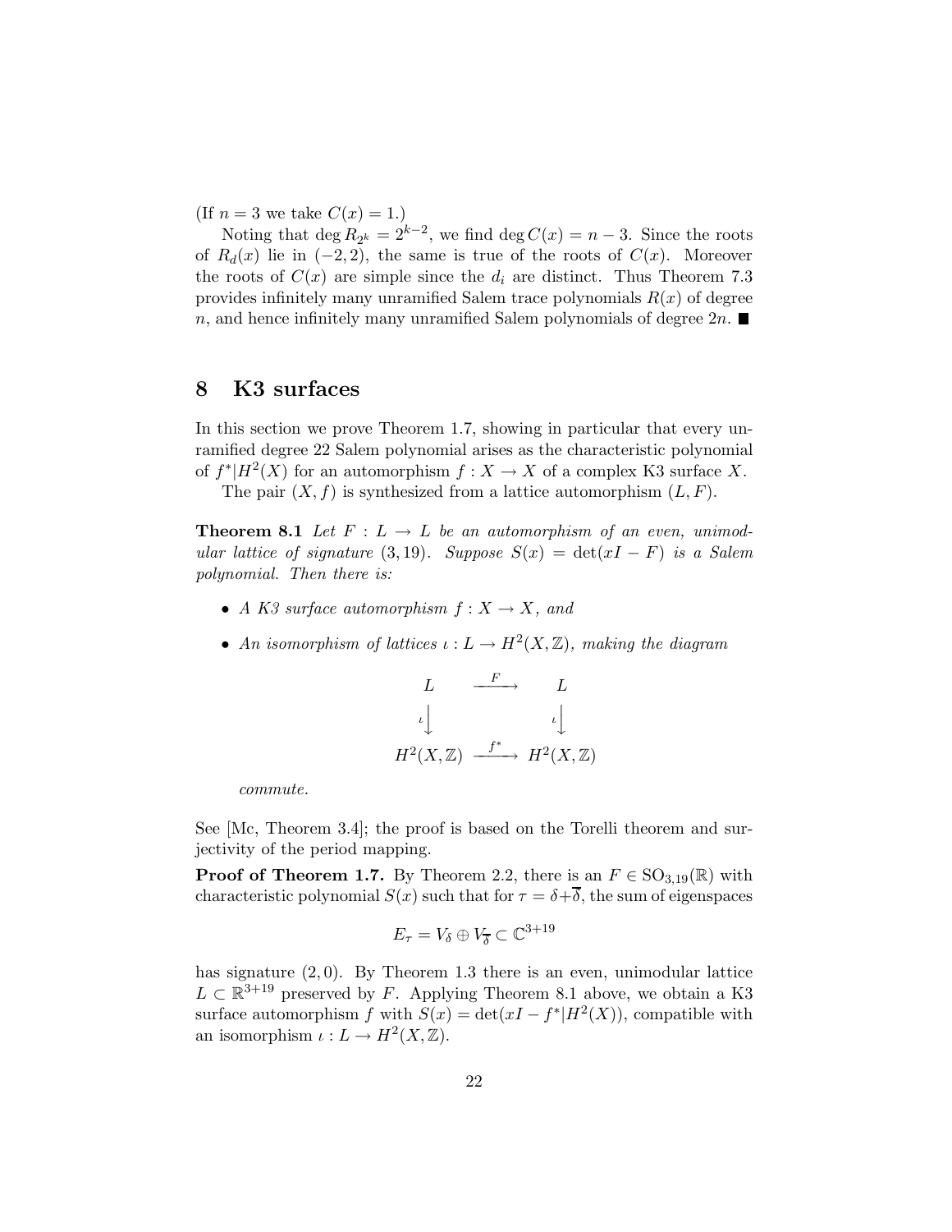(If $n = 3$ we take $C(x) = 1$.)

Noting that $\deg R_{2^k} = 2^{k-2}$, we find $\deg C(x) = n - 3$. Since the roots of $R_d(x)$ lie in $(-2, 2)$, the same is true of the roots of $C(x)$. Moreover the roots of $C(x)$ are simple since the $d_i$ are distinct. Thus Theorem 7.3 provides infinitely many unramified Salem trace polynomials $R(x)$ of degree $n$, and hence infinitely many unramified Salem polynomials of degree $2n$. ■

# 8 K3 surfaces

In this section we prove Theorem 1.7, showing in particular that every unramified degree 22 Salem polynomial arises as the characteristic polynomial of $f^*|H^2(X)$ for an automorphism $f : X \to X$ of a complex K3 surface $X$.

The pair $(X, f)$ is synthesized from a lattice automorphism $(L, F)$.

**Theorem 8.1** *Let $F : L \to L$ be an automorphism of an even, unimodular lattice of signature $(3, 19)$. Suppose $S(x) = \det(xI - F)$ is a Salem polynomial. Then there is:*

- *A K3 surface automorphism $f : X \to X$, and*
- *An isomorphism of lattices $\iota : L \to H^2(X, \mathbb{Z})$, making the diagram*

$$\begin{array}{ccc} L & \xrightarrow{F} & L \\ \iota \downarrow & & \iota \downarrow \\ H^2(X, \mathbb{Z}) & \xrightarrow{f^*} & H^2(X, \mathbb{Z}) \end{array}$$

*commute.*

See [Mc, Theorem 3.4]; the proof is based on the Torelli theorem and surjectivity of the period mapping.

**Proof of Theorem 1.7.** By Theorem 2.2, there is an $F \in \mathrm{SO}_{3,19}(\mathbb{R})$ with characteristic polynomial $S(x)$ such that for $\tau = \delta + \overline{\delta}$, the sum of eigenspaces

$$E_\tau = V_\delta \oplus V_{\overline{\delta}} \subset \mathbb{C}^{3+19}$$

has signature $(2, 0)$. By Theorem 1.3 there is an even, unimodular lattice $L \subset \mathbb{R}^{3+19}$ preserved by $F$. Applying Theorem 8.1 above, we obtain a K3 surface automorphism $f$ with $S(x) = \det(xI - f^*|H^2(X))$, compatible with an isomorphism $\iota : L \to H^2(X, \mathbb{Z})$.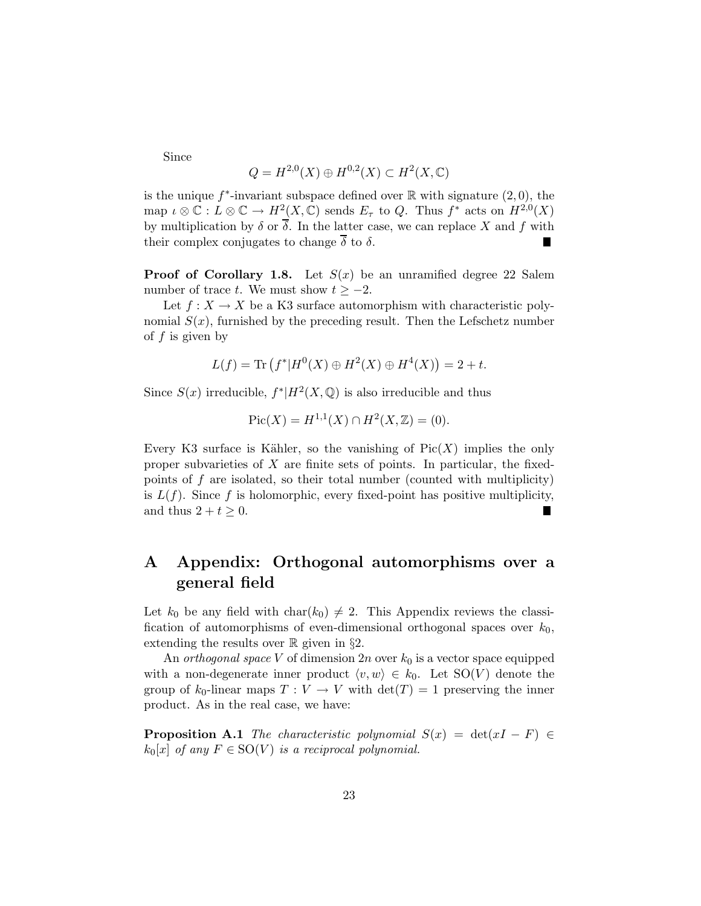Since

$$Q = H^{2,0}(X) \oplus H^{0,2}(X) \subset H^2(X, \mathbb{C})$$

is the unique $f^*$-invariant subspace defined over $\mathbb{R}$ with signature $(2,0)$, the map $\iota \otimes \mathbb{C} : L \otimes \mathbb{C} \to H^2(X, \mathbb{C})$ sends $E_\tau$ to $Q$. Thus $f^*$ acts on $H^{2,0}(X)$ by multiplication by $\delta$ or $\overline{\delta}$. In the latter case, we can replace $X$ and $f$ with their complex conjugates to change $\overline{\delta}$ to $\delta$. ∎

**Proof of Corollary 1.8.** Let $S(x)$ be an unramified degree 22 Salem number of trace $t$. We must show $t \geq -2$.

Let $f : X \to X$ be a K3 surface automorphism with characteristic polynomial $S(x)$, furnished by the preceding result. Then the Lefschetz number of $f$ is given by

$$L(f) = \operatorname{Tr}\left(f^* | H^0(X) \oplus H^2(X) \oplus H^4(X)\right) = 2 + t.$$

Since $S(x)$ irreducible, $f^*|H^2(X, \mathbb{Q})$ is also irreducible and thus

$$\operatorname{Pic}(X) = H^{1,1}(X) \cap H^2(X, \mathbb{Z}) = (0).$$

Every K3 surface is Kähler, so the vanishing of $\operatorname{Pic}(X)$ implies the only proper subvarieties of $X$ are finite sets of points. In particular, the fixed-points of $f$ are isolated, so their total number (counted with multiplicity) is $L(f)$. Since $f$ is holomorphic, every fixed-point has positive multiplicity, and thus $2 + t \geq 0$. ∎

# A Appendix: Orthogonal automorphisms over a general field

Let $k_0$ be any field with $\operatorname{char}(k_0) \neq 2$. This Appendix reviews the classification of automorphisms of even-dimensional orthogonal spaces over $k_0$, extending the results over $\mathbb{R}$ given in §2.

An *orthogonal space* $V$ of dimension $2n$ over $k_0$ is a vector space equipped with a non-degenerate inner product $\langle v, w \rangle \in k_0$. Let $\operatorname{SO}(V)$ denote the group of $k_0$-linear maps $T : V \to V$ with $\det(T) = 1$ preserving the inner product. As in the real case, we have:

**Proposition A.1** *The characteristic polynomial $S(x) = \det(xI - F) \in k_0[x]$ of any $F \in \operatorname{SO}(V)$ is a reciprocal polynomial.*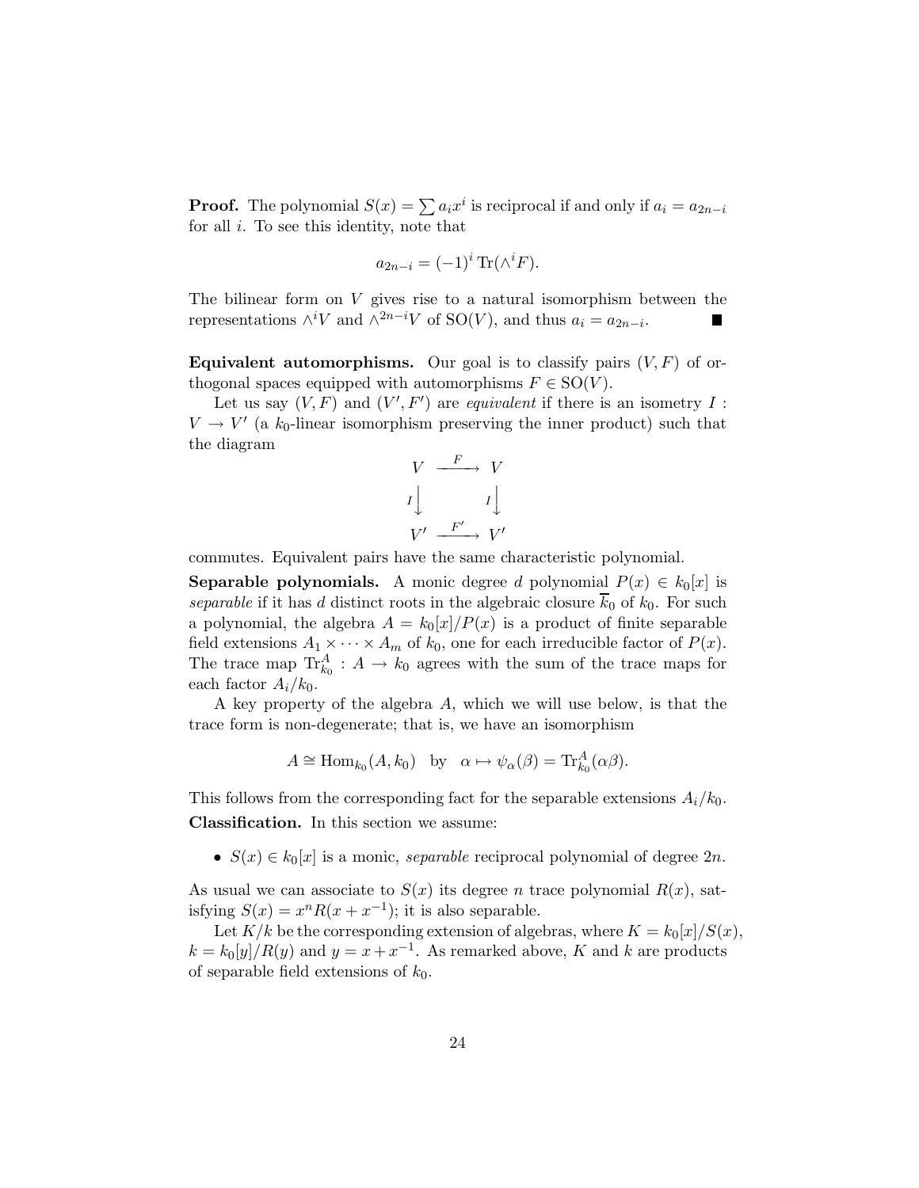**Proof.** The polynomial $S(x) = \sum a_i x^i$ is reciprocal if and only if $a_i = a_{2n-i}$ for all $i$. To see this identity, note that

$$a_{2n-i} = (-1)^i \operatorname{Tr}(\wedge^i F).$$

The bilinear form on $V$ gives rise to a natural isomorphism between the representations $\wedge^i V$ and $\wedge^{2n-i} V$ of $\mathrm{SO}(V)$, and thus $a_i = a_{2n-i}$. ∎

**Equivalent automorphisms.** Our goal is to classify pairs $(V, F)$ of orthogonal spaces equipped with automorphisms $F \in \mathrm{SO}(V)$.

Let us say $(V, F)$ and $(V', F')$ are *equivalent* if there is an isometry $I : V \to V'$ (a $k_0$-linear isomorphism preserving the inner product) such that the diagram

$$\begin{array}{ccc} V & \xrightarrow{F} & V \\ {\scriptstyle I}\downarrow & & {\scriptstyle I}\downarrow \\ V' & \xrightarrow{F'} & V' \end{array}$$

commutes. Equivalent pairs have the same characteristic polynomial.

**Separable polynomials.** A monic degree $d$ polynomial $P(x) \in k_0[x]$ is *separable* if it has $d$ distinct roots in the algebraic closure $\overline{k}_0$ of $k_0$. For such a polynomial, the algebra $A = k_0[x]/P(x)$ is a product of finite separable field extensions $A_1 \times \cdots \times A_m$ of $k_0$, one for each irreducible factor of $P(x)$. The trace map $\operatorname{Tr}^A_{k_0} : A \to k_0$ agrees with the sum of the trace maps for each factor $A_i/k_0$.

A key property of the algebra $A$, which we will use below, is that the trace form is non-degenerate; that is, we have an isomorphism

$$A \cong \operatorname{Hom}_{k_0}(A, k_0) \quad \text{by} \quad \alpha \mapsto \psi_\alpha(\beta) = \operatorname{Tr}^A_{k_0}(\alpha\beta).$$

This follows from the corresponding fact for the separable extensions $A_i/k_0$.

**Classification.** In this section we assume:

- $S(x) \in k_0[x]$ is a monic, *separable* reciprocal polynomial of degree $2n$.

As usual we can associate to $S(x)$ its degree $n$ trace polynomial $R(x)$, satisfying $S(x) = x^n R(x + x^{-1})$; it is also separable.

Let $K/k$ be the corresponding extension of algebras, where $K = k_0[x]/S(x)$, $k = k_0[y]/R(y)$ and $y = x + x^{-1}$. As remarked above, $K$ and $k$ are products of separable field extensions of $k_0$.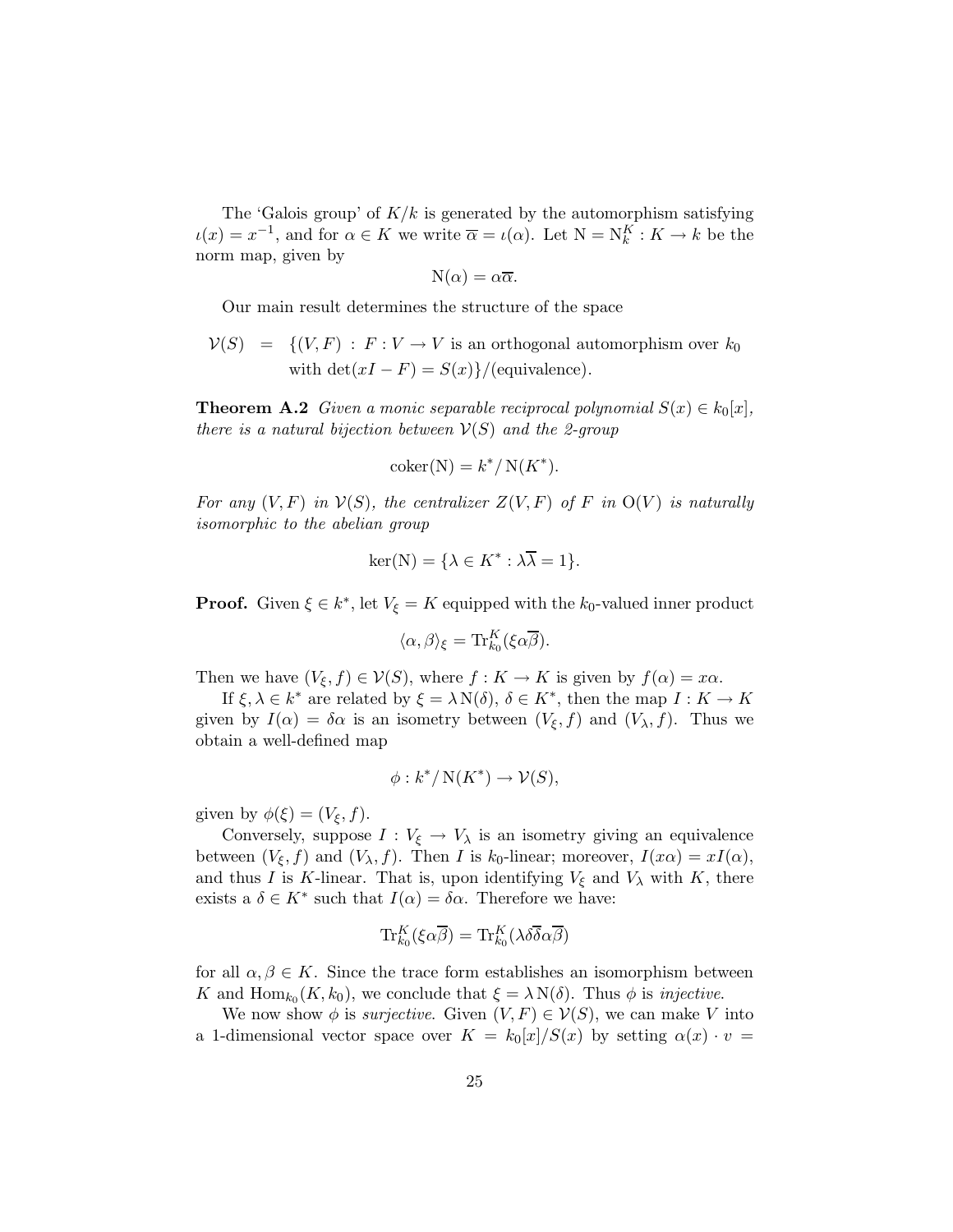The 'Galois group' of $K/k$ is generated by the automorphism satisfying $\iota(x) = x^{-1}$, and for $\alpha \in K$ we write $\overline{\alpha} = \iota(\alpha)$. Let $\mathrm{N} = \mathrm{N}_k^K : K \to k$ be the norm map, given by

$$\mathrm{N}(\alpha) = \alpha\overline{\alpha}.$$

Our main result determines the structure of the space

$$\begin{aligned}\mathcal{V}(S) \;\; = \;\; &\{(V, F) \,:\, F : V \to V \text{ is an orthogonal automorphism over } k_0 \\ &\text{with } \det(xI - F) = S(x)\}/(\text{equivalence}).\end{aligned}$$

**Theorem A.2** *Given a monic separable reciprocal polynomial $S(x) \in k_0[x]$, there is a natural bijection between $\mathcal{V}(S)$ and the 2-group*

$$\operatorname{coker}(\mathrm{N}) = k^*/\,\mathrm{N}(K^*).$$

*For any $(V, F)$ in $\mathcal{V}(S)$, the centralizer $Z(V, F)$ of $F$ in $\mathrm{O}(V)$ is naturally isomorphic to the abelian group*

$$\ker(\mathrm{N}) = \{\lambda \in K^* : \lambda\overline{\lambda} = 1\}.$$

**Proof.** Given $\xi \in k^*$, let $V_\xi = K$ equipped with the $k_0$-valued inner product

$$\langle \alpha, \beta \rangle_\xi = \mathrm{Tr}_{k_0}^K(\xi\alpha\overline{\beta}).$$

Then we have $(V_\xi, f) \in \mathcal{V}(S)$, where $f : K \to K$ is given by $f(\alpha) = x\alpha$.

If $\xi, \lambda \in k^*$ are related by $\xi = \lambda\,\mathrm{N}(\delta)$, $\delta \in K^*$, then the map $I : K \to K$ given by $I(\alpha) = \delta\alpha$ is an isometry between $(V_\xi, f)$ and $(V_\lambda, f)$. Thus we obtain a well-defined map

$$\phi : k^*/\,\mathrm{N}(K^*) \to \mathcal{V}(S),$$

given by $\phi(\xi) = (V_\xi, f)$.

Conversely, suppose $I : V_\xi \to V_\lambda$ is an isometry giving an equivalence between $(V_\xi, f)$ and $(V_\lambda, f)$. Then $I$ is $k_0$-linear; moreover, $I(x\alpha) = xI(\alpha)$, and thus $I$ is $K$-linear. That is, upon identifying $V_\xi$ and $V_\lambda$ with $K$, there exists a $\delta \in K^*$ such that $I(\alpha) = \delta\alpha$. Therefore we have:

$$\mathrm{Tr}_{k_0}^K(\xi\alpha\overline{\beta}) = \mathrm{Tr}_{k_0}^K(\lambda\delta\overline{\delta}\alpha\overline{\beta})$$

for all $\alpha, \beta \in K$. Since the trace form establishes an isomorphism between $K$ and $\mathrm{Hom}_{k_0}(K, k_0)$, we conclude that $\xi = \lambda\,\mathrm{N}(\delta)$. Thus $\phi$ is *injective.*

We now show $\phi$ is *surjective.* Given $(V, F) \in \mathcal{V}(S)$, we can make $V$ into a 1-dimensional vector space over $K = k_0[x]/S(x)$ by setting $\alpha(x) \cdot v =$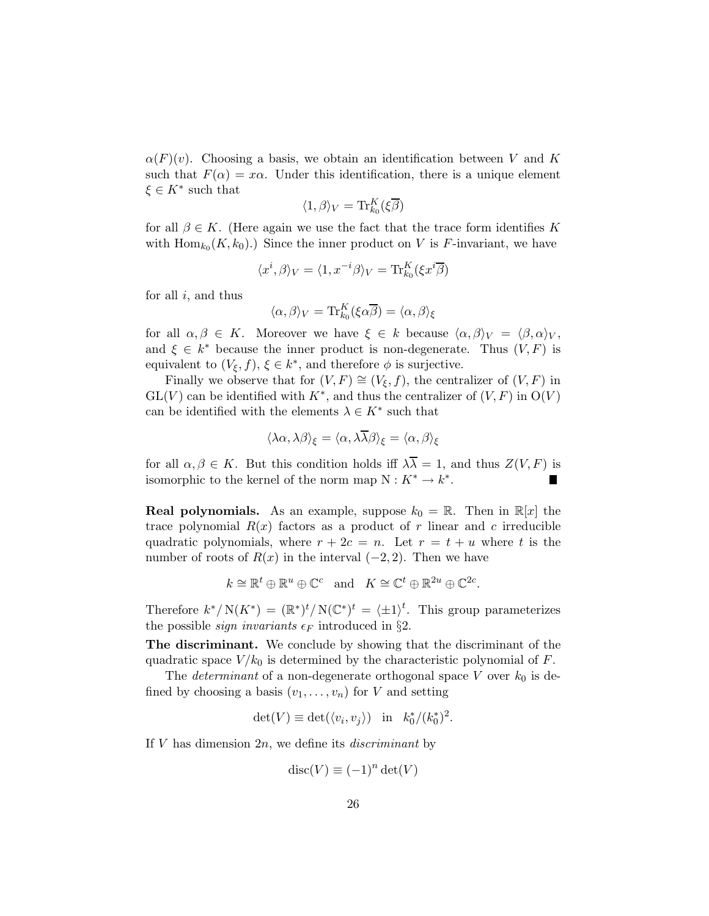$\alpha(F)(v)$. Choosing a basis, we obtain an identification between $V$ and $K$ such that $F(\alpha) = x\alpha$. Under this identification, there is a unique element $\xi \in K^*$ such that

$$\langle 1, \beta \rangle_V = \mathrm{Tr}^K_{k_0}(\xi\overline{\beta})$$

for all $\beta \in K$. (Here again we use the fact that the trace form identifies $K$ with $\mathrm{Hom}_{k_0}(K, k_0)$.) Since the inner product on $V$ is $F$-invariant, we have

$$\langle x^i, \beta \rangle_V = \langle 1, x^{-i}\beta \rangle_V = \mathrm{Tr}^K_{k_0}(\xi x^i \overline{\beta})$$

for all $i$, and thus

$$\langle \alpha, \beta \rangle_V = \mathrm{Tr}^K_{k_0}(\xi\alpha\overline{\beta}) = \langle \alpha, \beta \rangle_\xi$$

for all $\alpha, \beta \in K$. Moreover we have $\xi \in k$ because $\langle \alpha, \beta \rangle_V = \langle \beta, \alpha \rangle_V$, and $\xi \in k^*$ because the inner product is non-degenerate. Thus $(V, F)$ is equivalent to $(V_\xi, f)$, $\xi \in k^*$, and therefore $\phi$ is surjective.

Finally we observe that for $(V, F) \cong (V_\xi, f)$, the centralizer of $(V, F)$ in $\mathrm{GL}(V)$ can be identified with $K^*$, and thus the centralizer of $(V, F)$ in $\mathrm{O}(V)$ can be identified with the elements $\lambda \in K^*$ such that

$$\langle \lambda\alpha, \lambda\beta \rangle_\xi = \langle \alpha, \lambda\overline{\lambda}\beta \rangle_\xi = \langle \alpha, \beta \rangle_\xi$$

for all $\alpha, \beta \in K$. But this condition holds iff $\lambda\overline{\lambda} = 1$, and thus $Z(V, F)$ is isomorphic to the kernel of the norm map $\mathrm{N} : K^* \to k^*$. ∎

**Real polynomials.** As an example, suppose $k_0 = \mathbb{R}$. Then in $\mathbb{R}[x]$ the trace polynomial $R(x)$ factors as a product of $r$ linear and $c$ irreducible quadratic polynomials, where $r + 2c = n$. Let $r = t + u$ where $t$ is the number of roots of $R(x)$ in the interval $(-2, 2)$. Then we have

$$k \cong \mathbb{R}^t \oplus \mathbb{R}^u \oplus \mathbb{C}^c \quad \text{and} \quad K \cong \mathbb{C}^t \oplus \mathbb{R}^{2u} \oplus \mathbb{C}^{2c}.$$

Therefore $k^*/\mathrm{N}(K^*) = (\mathbb{R}^*)^t/\mathrm{N}(\mathbb{C}^*)^t = \langle \pm 1 \rangle^t$. This group parameterizes the possible *sign invariants* $\epsilon_F$ introduced in §2.

**The discriminant.** We conclude by showing that the discriminant of the quadratic space $V/k_0$ is determined by the characteristic polynomial of $F$.

The *determinant* of a non-degenerate orthogonal space $V$ over $k_0$ is defined by choosing a basis $(v_1, \ldots, v_n)$ for $V$ and setting

$$\det(V) \equiv \det(\langle v_i, v_j \rangle) \quad \text{in} \quad k_0^*/(k_0^*)^2.$$

If $V$ has dimension $2n$, we define its *discriminant* by

$$\mathrm{disc}(V) \equiv (-1)^n \det(V)$$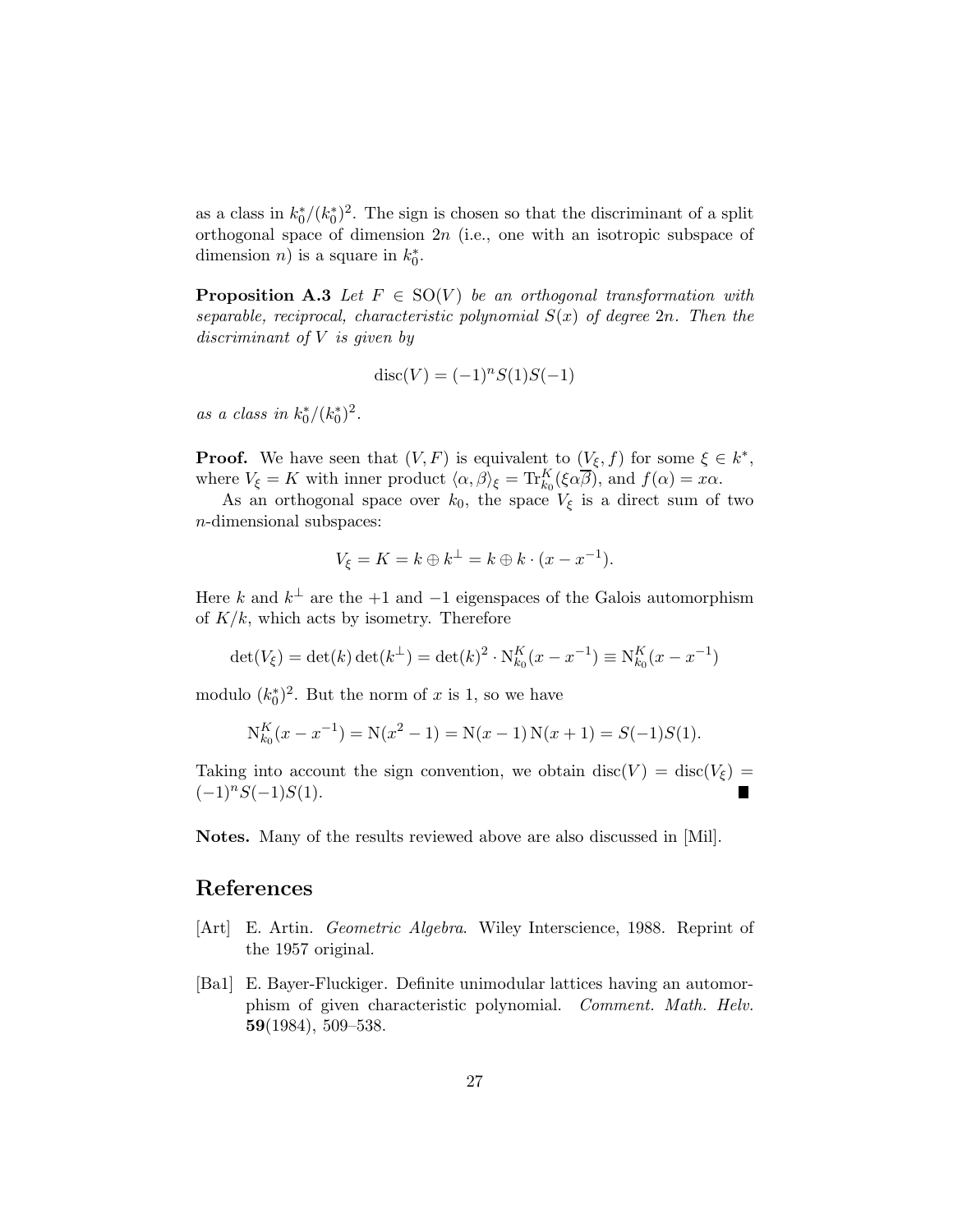as a class in $k_0^*/(k_0^*)^2$. The sign is chosen so that the discriminant of a split orthogonal space of dimension $2n$ (i.e., one with an isotropic subspace of dimension $n$) is a square in $k_0^*$.

**Proposition A.3** *Let $F \in \mathrm{SO}(V)$ be an orthogonal transformation with separable, reciprocal, characteristic polynomial $S(x)$ of degree $2n$. Then the discriminant of $V$ is given by*

$$\mathrm{disc}(V) = (-1)^n S(1) S(-1)$$

*as a class in $k_0^*/(k_0^*)^2$.*

**Proof.** We have seen that $(V, F)$ is equivalent to $(V_\xi, f)$ for some $\xi \in k^*$, where $V_\xi = K$ with inner product $\langle \alpha, \beta \rangle_\xi = \mathrm{Tr}_{k_0}^K(\xi \alpha \overline{\beta})$, and $f(\alpha) = x\alpha$.

As an orthogonal space over $k_0$, the space $V_\xi$ is a direct sum of two $n$-dimensional subspaces:

$$V_\xi = K = k \oplus k^\perp = k \oplus k \cdot (x - x^{-1}).$$

Here $k$ and $k^\perp$ are the $+1$ and $-1$ eigenspaces of the Galois automorphism of $K/k$, which acts by isometry. Therefore

$$\det(V_\xi) = \det(k)\det(k^\perp) = \det(k)^2 \cdot \mathrm{N}_{k_0}^K(x - x^{-1}) \equiv \mathrm{N}_{k_0}^K(x - x^{-1})$$

modulo $(k_0^*)^2$. But the norm of $x$ is 1, so we have

$$\mathrm{N}_{k_0}^K(x - x^{-1}) = \mathrm{N}(x^2 - 1) = \mathrm{N}(x - 1)\,\mathrm{N}(x + 1) = S(-1)S(1).$$

Taking into account the sign convention, we obtain $\mathrm{disc}(V) = \mathrm{disc}(V_\xi) = (-1)^n S(-1) S(1)$. ∎

**Notes.** Many of the results reviewed above are also discussed in [Mil].

## References

[Art] E. Artin. *Geometric Algebra*. Wiley Interscience, 1988. Reprint of the 1957 original.

[Ba1] E. Bayer-Fluckiger. Definite unimodular lattices having an automorphism of given characteristic polynomial. *Comment. Math. Helv.* **59**(1984), 509–538.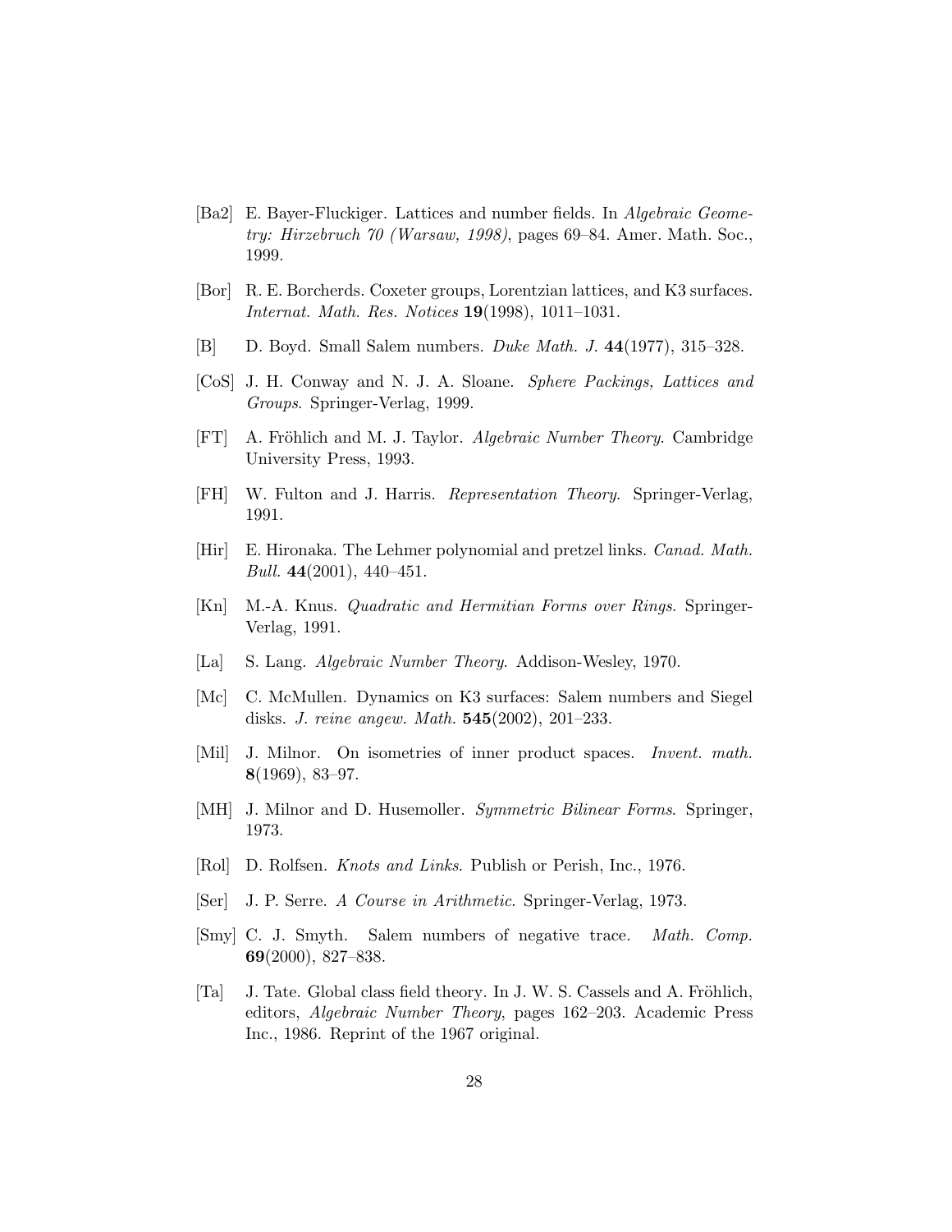[Ba2] E. Bayer-Fluckiger. Lattices and number fields. In *Algebraic Geometry: Hirzebruch 70 (Warsaw, 1998)*, pages 69–84. Amer. Math. Soc., 1999.

[Bor] R. E. Borcherds. Coxeter groups, Lorentzian lattices, and K3 surfaces. *Internat. Math. Res. Notices* **19**(1998), 1011–1031.

[B] D. Boyd. Small Salem numbers. *Duke Math. J.* **44**(1977), 315–328.

[CoS] J. H. Conway and N. J. A. Sloane. *Sphere Packings, Lattices and Groups*. Springer-Verlag, 1999.

[FT] A. Fröhlich and M. J. Taylor. *Algebraic Number Theory*. Cambridge University Press, 1993.

[FH] W. Fulton and J. Harris. *Representation Theory*. Springer-Verlag, 1991.

[Hir] E. Hironaka. The Lehmer polynomial and pretzel links. *Canad. Math. Bull.* **44**(2001), 440–451.

[Kn] M.-A. Knus. *Quadratic and Hermitian Forms over Rings*. Springer-Verlag, 1991.

[La] S. Lang. *Algebraic Number Theory*. Addison-Wesley, 1970.

[Mc] C. McMullen. Dynamics on K3 surfaces: Salem numbers and Siegel disks. *J. reine angew. Math.* **545**(2002), 201–233.

[Mil] J. Milnor. On isometries of inner product spaces. *Invent. math.* **8**(1969), 83–97.

[MH] J. Milnor and D. Husemoller. *Symmetric Bilinear Forms*. Springer, 1973.

[Rol] D. Rolfsen. *Knots and Links*. Publish or Perish, Inc., 1976.

[Ser] J. P. Serre. *A Course in Arithmetic*. Springer-Verlag, 1973.

[Smy] C. J. Smyth. Salem numbers of negative trace. *Math. Comp.* **69**(2000), 827–838.

[Ta] J. Tate. Global class field theory. In J. W. S. Cassels and A. Fröhlich, editors, *Algebraic Number Theory*, pages 162–203. Academic Press Inc., 1986. Reprint of the 1967 original.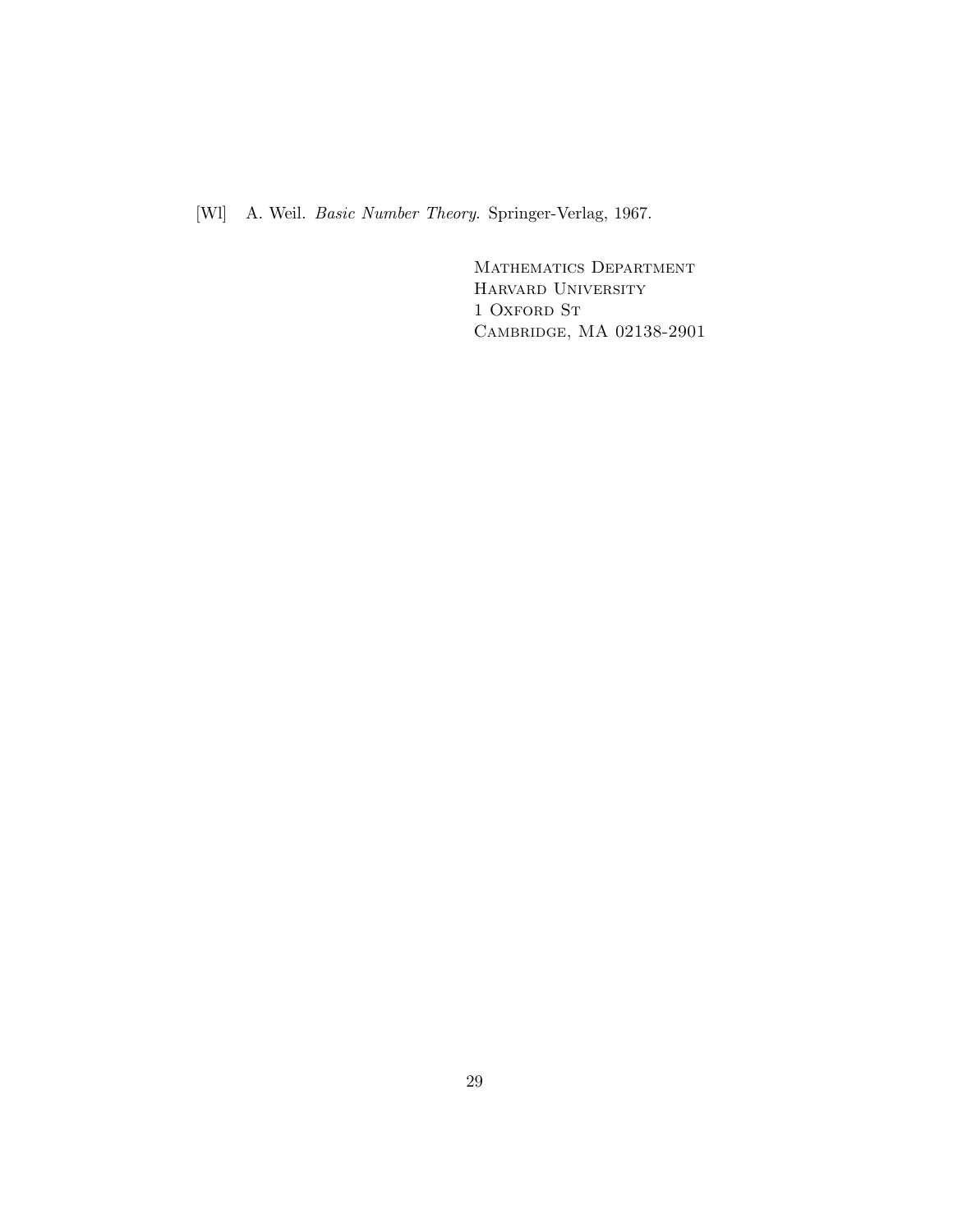[Wl] A. Weil. *Basic Number Theory.* Springer-Verlag, 1967.

Mathematics Department
Harvard University
1 Oxford St
Cambridge, MA 02138-2901